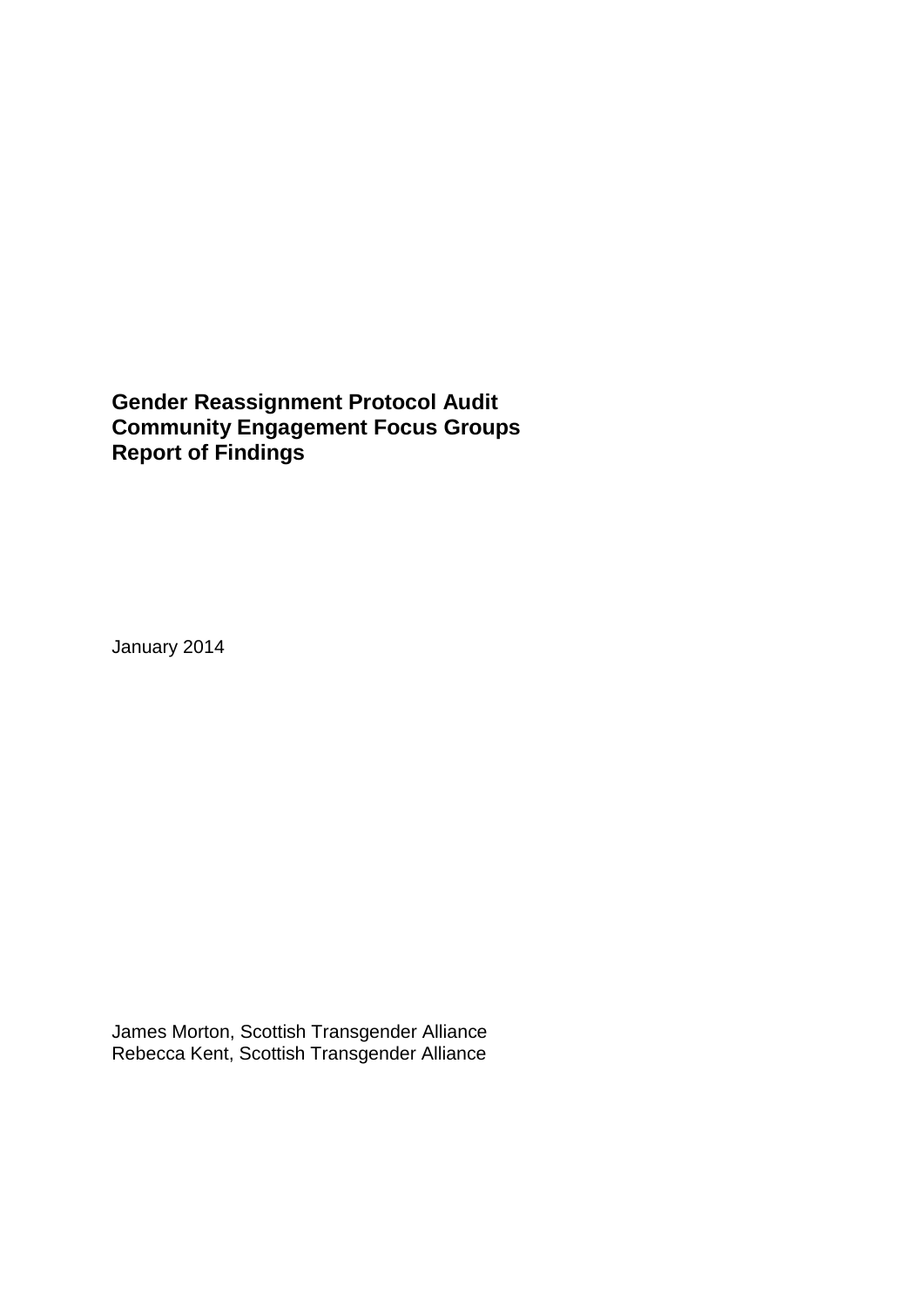# Gender Reassignment Protocol Audit
# Community Engagement Focus Groups
# Report of Findings

January 2014

James Morton, Scottish Transgender Alliance
Rebecca Kent, Scottish Transgender Alliance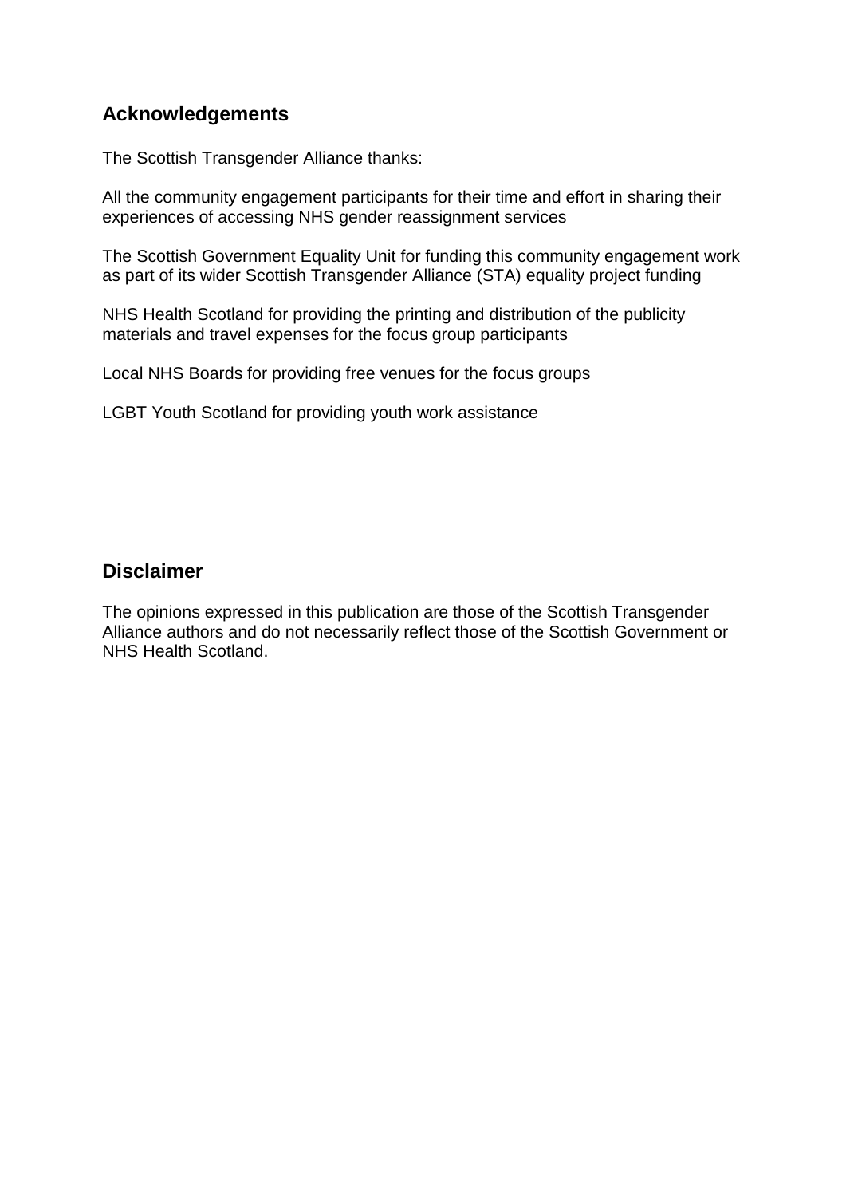## Acknowledgements

The Scottish Transgender Alliance thanks:

All the community engagement participants for their time and effort in sharing their experiences of accessing NHS gender reassignment services

The Scottish Government Equality Unit for funding this community engagement work as part of its wider Scottish Transgender Alliance (STA) equality project funding

NHS Health Scotland for providing the printing and distribution of the publicity materials and travel expenses for the focus group participants

Local NHS Boards for providing free venues for the focus groups

LGBT Youth Scotland for providing youth work assistance

## Disclaimer

The opinions expressed in this publication are those of the Scottish Transgender Alliance authors and do not necessarily reflect those of the Scottish Government or NHS Health Scotland.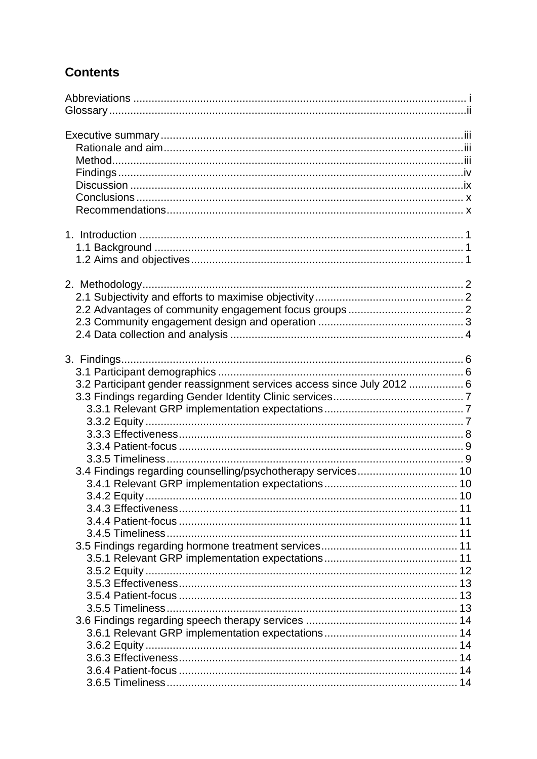## Contents

Abbreviations ..... i
Glossary ..... ii

Executive summary ..... iii
- Rationale and aim ..... iii
- Method ..... iii
- Findings ..... iv
- Discussion ..... ix
- Conclusions ..... x
- Recommendations ..... x

1. Introduction ..... 1
   - 1.1 Background ..... 1
   - 1.2 Aims and objectives ..... 1

2. Methodology ..... 2
   - 2.1 Subjectivity and efforts to maximise objectivity ..... 2
   - 2.2 Advantages of community engagement focus groups ..... 2
   - 2.3 Community engagement design and operation ..... 3
   - 2.4 Data collection and analysis ..... 4

3. Findings ..... 6
   - 3.1 Participant demographics ..... 6
   - 3.2 Participant gender reassignment services access since July 2012 ..... 6
   - 3.3 Findings regarding Gender Identity Clinic services ..... 7
     - 3.3.1 Relevant GRP implementation expectations ..... 7
     - 3.3.2 Equity ..... 7
     - 3.3.3 Effectiveness ..... 8
     - 3.3.4 Patient-focus ..... 9
     - 3.3.5 Timeliness ..... 9
   - 3.4 Findings regarding counselling/psychotherapy services ..... 10
     - 3.4.1 Relevant GRP implementation expectations ..... 10
     - 3.4.2 Equity ..... 10
     - 3.4.3 Effectiveness ..... 11
     - 3.4.4 Patient-focus ..... 11
     - 3.4.5 Timeliness ..... 11
   - 3.5 Findings regarding hormone treatment services ..... 11
     - 3.5.1 Relevant GRP implementation expectations ..... 11
     - 3.5.2 Equity ..... 12
     - 3.5.3 Effectiveness ..... 13
     - 3.5.4 Patient-focus ..... 13
     - 3.5.5 Timeliness ..... 13
   - 3.6 Findings regarding speech therapy services ..... 14
     - 3.6.1 Relevant GRP implementation expectations ..... 14
     - 3.6.2 Equity ..... 14
     - 3.6.3 Effectiveness ..... 14
     - 3.6.4 Patient-focus ..... 14
     - 3.6.5 Timeliness ..... 14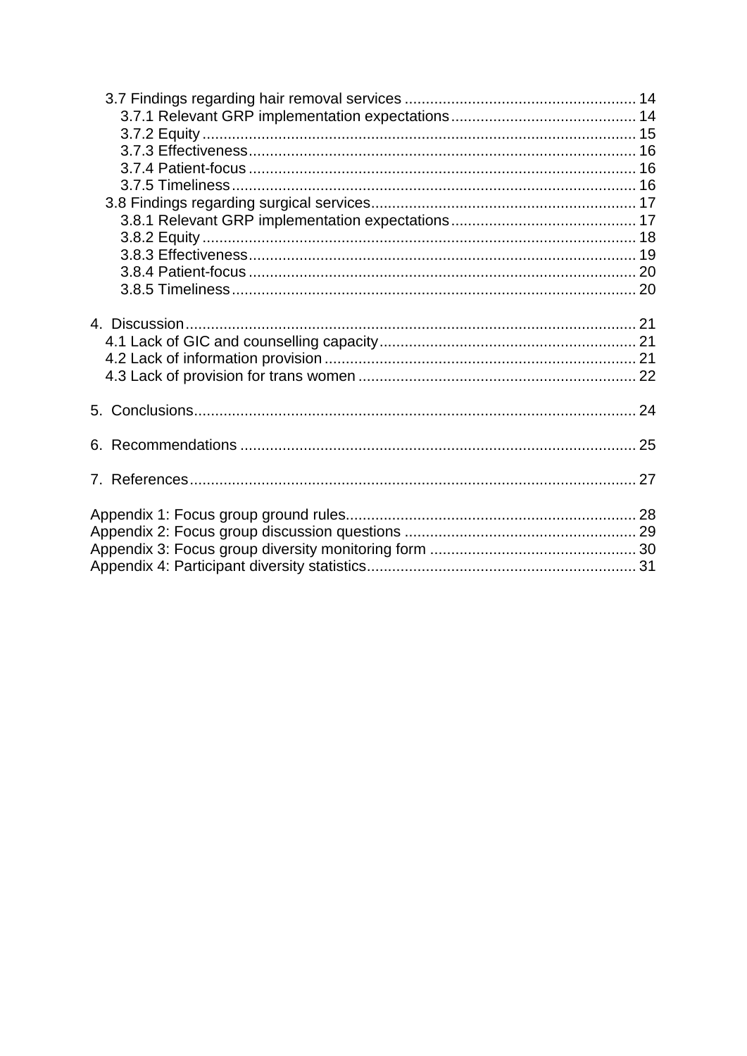3.7 Findings regarding hair removal services ........................................................ 14
  3.7.1 Relevant GRP implementation expectations............................................ 14
  3.7.2 Equity ........................................................................................................ 15
  3.7.3 Effectiveness............................................................................................. 16
  3.7.4 Patient-focus ............................................................................................. 16
  3.7.5 Timeliness................................................................................................. 16
3.8 Findings regarding surgical services............................................................... 17
  3.8.1 Relevant GRP implementation expectations............................................ 17
  3.8.2 Equity ........................................................................................................ 18
  3.8.3 Effectiveness............................................................................................. 19
  3.8.4 Patient-focus ............................................................................................. 20
  3.8.5 Timeliness................................................................................................. 20

4. Discussion.......................................................................................................... 21
  4.1 Lack of GIC and counselling capacity............................................................. 21
  4.2 Lack of information provision .......................................................................... 21
  4.3 Lack of provision for trans women .................................................................. 22

5. Conclusions......................................................................................................... 24

6. Recommendations .............................................................................................. 25

7. References........................................................................................................... 27

Appendix 1: Focus group ground rules..................................................................... 28
Appendix 2: Focus group discussion questions ....................................................... 29
Appendix 3: Focus group diversity monitoring form ................................................. 30
Appendix 4: Participant diversity statistics................................................................ 31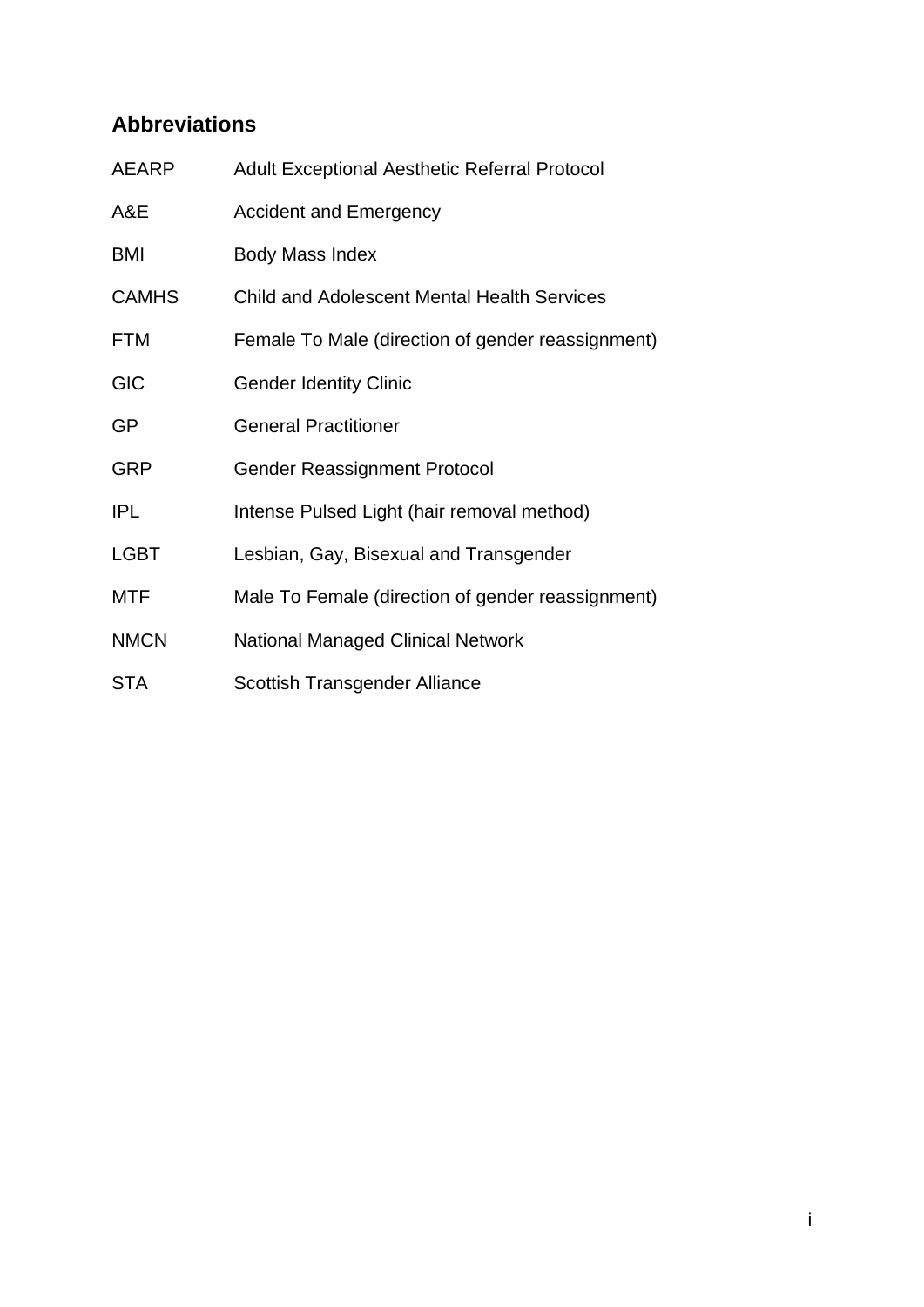## Abbreviations

| | |
|---|---|
| AEARP | Adult Exceptional Aesthetic Referral Protocol |
| A&E | Accident and Emergency |
| BMI | Body Mass Index |
| CAMHS | Child and Adolescent Mental Health Services |
| FTM | Female To Male (direction of gender reassignment) |
| GIC | Gender Identity Clinic |
| GP | General Practitioner |
| GRP | Gender Reassignment Protocol |
| IPL | Intense Pulsed Light (hair removal method) |
| LGBT | Lesbian, Gay, Bisexual and Transgender |
| MTF | Male To Female (direction of gender reassignment) |
| NMCN | National Managed Clinical Network |
| STA | Scottish Transgender Alliance |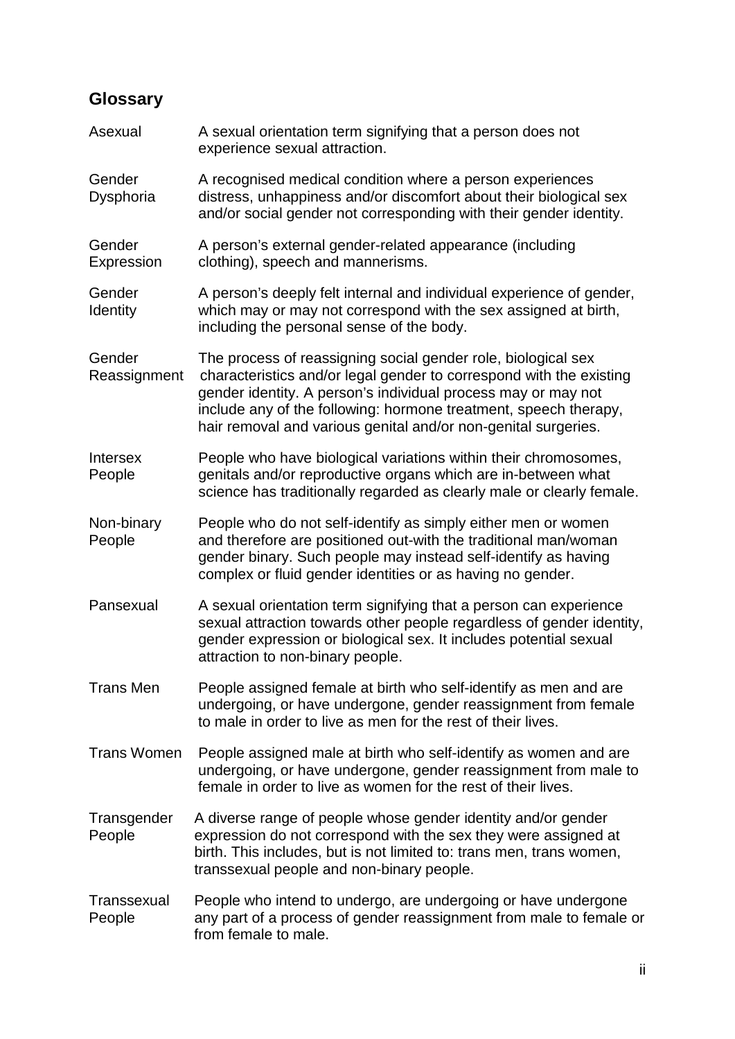## Glossary

| | |
|---|---|
| Asexual | A sexual orientation term signifying that a person does not experience sexual attraction. |
| Gender Dysphoria | A recognised medical condition where a person experiences distress, unhappiness and/or discomfort about their biological sex and/or social gender not corresponding with their gender identity. |
| Gender Expression | A person's external gender-related appearance (including clothing), speech and mannerisms. |
| Gender Identity | A person's deeply felt internal and individual experience of gender, which may or may not correspond with the sex assigned at birth, including the personal sense of the body. |
| Gender Reassignment | The process of reassigning social gender role, biological sex characteristics and/or legal gender to correspond with the existing gender identity. A person's individual process may or may not include any of the following: hormone treatment, speech therapy, hair removal and various genital and/or non-genital surgeries. |
| Intersex People | People who have biological variations within their chromosomes, genitals and/or reproductive organs which are in-between what science has traditionally regarded as clearly male or clearly female. |
| Non-binary People | People who do not self-identify as simply either men or women and therefore are positioned out-with the traditional man/woman gender binary. Such people may instead self-identify as having complex or fluid gender identities or as having no gender. |
| Pansexual | A sexual orientation term signifying that a person can experience sexual attraction towards other people regardless of gender identity, gender expression or biological sex. It includes potential sexual attraction to non-binary people. |
| Trans Men | People assigned female at birth who self-identify as men and are undergoing, or have undergone, gender reassignment from female to male in order to live as men for the rest of their lives. |
| Trans Women | People assigned male at birth who self-identify as women and are undergoing, or have undergone, gender reassignment from male to female in order to live as women for the rest of their lives. |
| Transgender People | A diverse range of people whose gender identity and/or gender expression do not correspond with the sex they were assigned at birth. This includes, but is not limited to: trans men, trans women, transsexual people and non-binary people. |
| Transsexual People | People who intend to undergo, are undergoing or have undergone any part of a process of gender reassignment from male to female or from female to male. |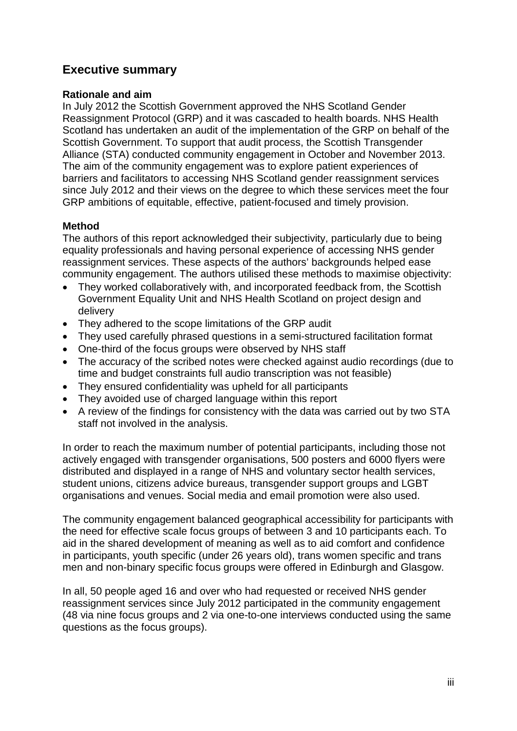## Executive summary

**Rationale and aim**

In July 2012 the Scottish Government approved the NHS Scotland Gender Reassignment Protocol (GRP) and it was cascaded to health boards. NHS Health Scotland has undertaken an audit of the implementation of the GRP on behalf of the Scottish Government. To support that audit process, the Scottish Transgender Alliance (STA) conducted community engagement in October and November 2013. The aim of the community engagement was to explore patient experiences of barriers and facilitators to accessing NHS Scotland gender reassignment services since July 2012 and their views on the degree to which these services meet the four GRP ambitions of equitable, effective, patient-focused and timely provision.

**Method**

The authors of this report acknowledged their subjectivity, particularly due to being equality professionals and having personal experience of accessing NHS gender reassignment services. These aspects of the authors' backgrounds helped ease community engagement. The authors utilised these methods to maximise objectivity:

- They worked collaboratively with, and incorporated feedback from, the Scottish Government Equality Unit and NHS Health Scotland on project design and delivery
- They adhered to the scope limitations of the GRP audit
- They used carefully phrased questions in a semi-structured facilitation format
- One-third of the focus groups were observed by NHS staff
- The accuracy of the scribed notes were checked against audio recordings (due to time and budget constraints full audio transcription was not feasible)
- They ensured confidentiality was upheld for all participants
- They avoided use of charged language within this report
- A review of the findings for consistency with the data was carried out by two STA staff not involved in the analysis.

In order to reach the maximum number of potential participants, including those not actively engaged with transgender organisations, 500 posters and 6000 flyers were distributed and displayed in a range of NHS and voluntary sector health services, student unions, citizens advice bureaus, transgender support groups and LGBT organisations and venues. Social media and email promotion were also used.

The community engagement balanced geographical accessibility for participants with the need for effective scale focus groups of between 3 and 10 participants each. To aid in the shared development of meaning as well as to aid comfort and confidence in participants, youth specific (under 26 years old), trans women specific and trans men and non-binary specific focus groups were offered in Edinburgh and Glasgow.

In all, 50 people aged 16 and over who had requested or received NHS gender reassignment services since July 2012 participated in the community engagement (48 via nine focus groups and 2 via one-to-one interviews conducted using the same questions as the focus groups).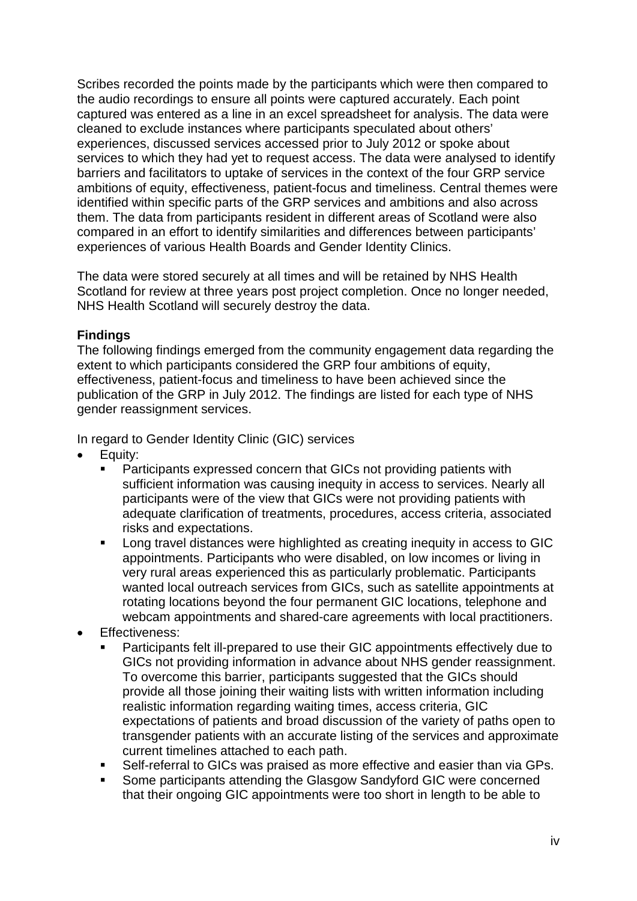Scribes recorded the points made by the participants which were then compared to the audio recordings to ensure all points were captured accurately. Each point captured was entered as a line in an excel spreadsheet for analysis. The data were cleaned to exclude instances where participants speculated about others' experiences, discussed services accessed prior to July 2012 or spoke about services to which they had yet to request access. The data were analysed to identify barriers and facilitators to uptake of services in the context of the four GRP service ambitions of equity, effectiveness, patient-focus and timeliness. Central themes were identified within specific parts of the GRP services and ambitions and also across them. The data from participants resident in different areas of Scotland were also compared in an effort to identify similarities and differences between participants' experiences of various Health Boards and Gender Identity Clinics.

The data were stored securely at all times and will be retained by NHS Health Scotland for review at three years post project completion. Once no longer needed, NHS Health Scotland will securely destroy the data.

**Findings**

The following findings emerged from the community engagement data regarding the extent to which participants considered the GRP four ambitions of equity, effectiveness, patient-focus and timeliness to have been achieved since the publication of the GRP in July 2012. The findings are listed for each type of NHS gender reassignment services.

In regard to Gender Identity Clinic (GIC) services

- Equity:
  - Participants expressed concern that GICs not providing patients with sufficient information was causing inequity in access to services. Nearly all participants were of the view that GICs were not providing patients with adequate clarification of treatments, procedures, access criteria, associated risks and expectations.
  - Long travel distances were highlighted as creating inequity in access to GIC appointments. Participants who were disabled, on low incomes or living in very rural areas experienced this as particularly problematic. Participants wanted local outreach services from GICs, such as satellite appointments at rotating locations beyond the four permanent GIC locations, telephone and webcam appointments and shared-care agreements with local practitioners.
- Effectiveness:
  - Participants felt ill-prepared to use their GIC appointments effectively due to GICs not providing information in advance about NHS gender reassignment. To overcome this barrier, participants suggested that the GICs should provide all those joining their waiting lists with written information including realistic information regarding waiting times, access criteria, GIC expectations of patients and broad discussion of the variety of paths open to transgender patients with an accurate listing of the services and approximate current timelines attached to each path.
  - Self-referral to GICs was praised as more effective and easier than via GPs.
  - Some participants attending the Glasgow Sandyford GIC were concerned that their ongoing GIC appointments were too short in length to be able to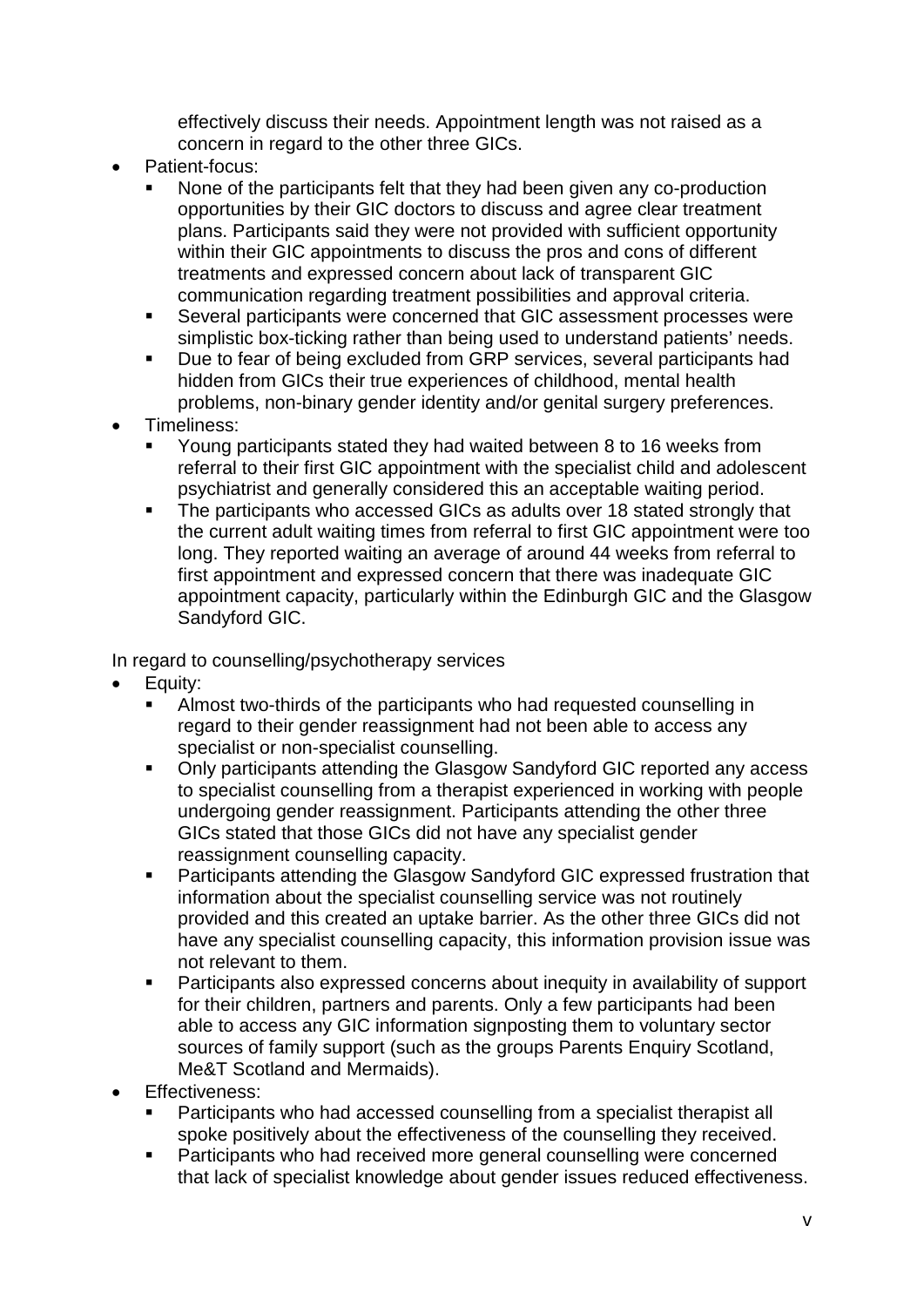effectively discuss their needs. Appointment length was not raised as a concern in regard to the other three GICs.

- Patient-focus:
  - None of the participants felt that they had been given any co-production opportunities by their GIC doctors to discuss and agree clear treatment plans. Participants said they were not provided with sufficient opportunity within their GIC appointments to discuss the pros and cons of different treatments and expressed concern about lack of transparent GIC communication regarding treatment possibilities and approval criteria.
  - Several participants were concerned that GIC assessment processes were simplistic box-ticking rather than being used to understand patients' needs.
  - Due to fear of being excluded from GRP services, several participants had hidden from GICs their true experiences of childhood, mental health problems, non-binary gender identity and/or genital surgery preferences.
- Timeliness:
  - Young participants stated they had waited between 8 to 16 weeks from referral to their first GIC appointment with the specialist child and adolescent psychiatrist and generally considered this an acceptable waiting period.
  - The participants who accessed GICs as adults over 18 stated strongly that the current adult waiting times from referral to first GIC appointment were too long. They reported waiting an average of around 44 weeks from referral to first appointment and expressed concern that there was inadequate GIC appointment capacity, particularly within the Edinburgh GIC and the Glasgow Sandyford GIC.

In regard to counselling/psychotherapy services

- Equity:
  - Almost two-thirds of the participants who had requested counselling in regard to their gender reassignment had not been able to access any specialist or non-specialist counselling.
  - Only participants attending the Glasgow Sandyford GIC reported any access to specialist counselling from a therapist experienced in working with people undergoing gender reassignment. Participants attending the other three GICs stated that those GICs did not have any specialist gender reassignment counselling capacity.
  - Participants attending the Glasgow Sandyford GIC expressed frustration that information about the specialist counselling service was not routinely provided and this created an uptake barrier. As the other three GICs did not have any specialist counselling capacity, this information provision issue was not relevant to them.
  - Participants also expressed concerns about inequity in availability of support for their children, partners and parents. Only a few participants had been able to access any GIC information signposting them to voluntary sector sources of family support (such as the groups Parents Enquiry Scotland, Me&T Scotland and Mermaids).
- Effectiveness:
  - Participants who had accessed counselling from a specialist therapist all spoke positively about the effectiveness of the counselling they received.
  - Participants who had received more general counselling were concerned that lack of specialist knowledge about gender issues reduced effectiveness.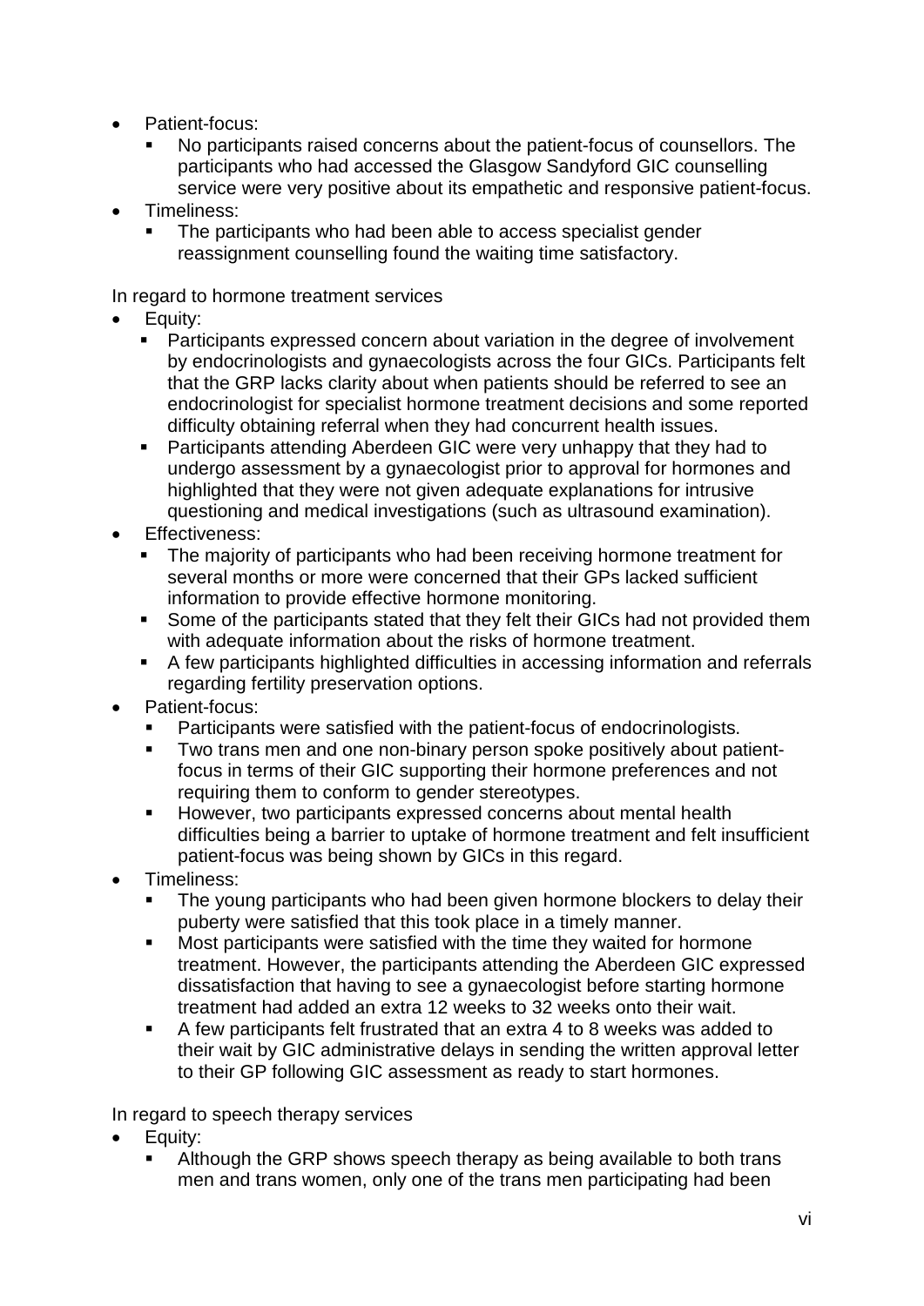- Patient-focus:
  - No participants raised concerns about the patient-focus of counsellors. The participants who had accessed the Glasgow Sandyford GIC counselling service were very positive about its empathetic and responsive patient-focus.
- Timeliness:
  - The participants who had been able to access specialist gender reassignment counselling found the waiting time satisfactory.

In regard to hormone treatment services

- Equity:
  - Participants expressed concern about variation in the degree of involvement by endocrinologists and gynaecologists across the four GICs. Participants felt that the GRP lacks clarity about when patients should be referred to see an endocrinologist for specialist hormone treatment decisions and some reported difficulty obtaining referral when they had concurrent health issues.
  - Participants attending Aberdeen GIC were very unhappy that they had to undergo assessment by a gynaecologist prior to approval for hormones and highlighted that they were not given adequate explanations for intrusive questioning and medical investigations (such as ultrasound examination).
- Effectiveness:
  - The majority of participants who had been receiving hormone treatment for several months or more were concerned that their GPs lacked sufficient information to provide effective hormone monitoring.
  - Some of the participants stated that they felt their GICs had not provided them with adequate information about the risks of hormone treatment.
  - A few participants highlighted difficulties in accessing information and referrals regarding fertility preservation options.
- Patient-focus:
  - Participants were satisfied with the patient-focus of endocrinologists.
  - Two trans men and one non-binary person spoke positively about patient-focus in terms of their GIC supporting their hormone preferences and not requiring them to conform to gender stereotypes.
  - However, two participants expressed concerns about mental health difficulties being a barrier to uptake of hormone treatment and felt insufficient patient-focus was being shown by GICs in this regard.
- Timeliness:
  - The young participants who had been given hormone blockers to delay their puberty were satisfied that this took place in a timely manner.
  - Most participants were satisfied with the time they waited for hormone treatment. However, the participants attending the Aberdeen GIC expressed dissatisfaction that having to see a gynaecologist before starting hormone treatment had added an extra 12 weeks to 32 weeks onto their wait.
  - A few participants felt frustrated that an extra 4 to 8 weeks was added to their wait by GIC administrative delays in sending the written approval letter to their GP following GIC assessment as ready to start hormones.

In regard to speech therapy services

- Equity:
  - Although the GRP shows speech therapy as being available to both trans men and trans women, only one of the trans men participating had been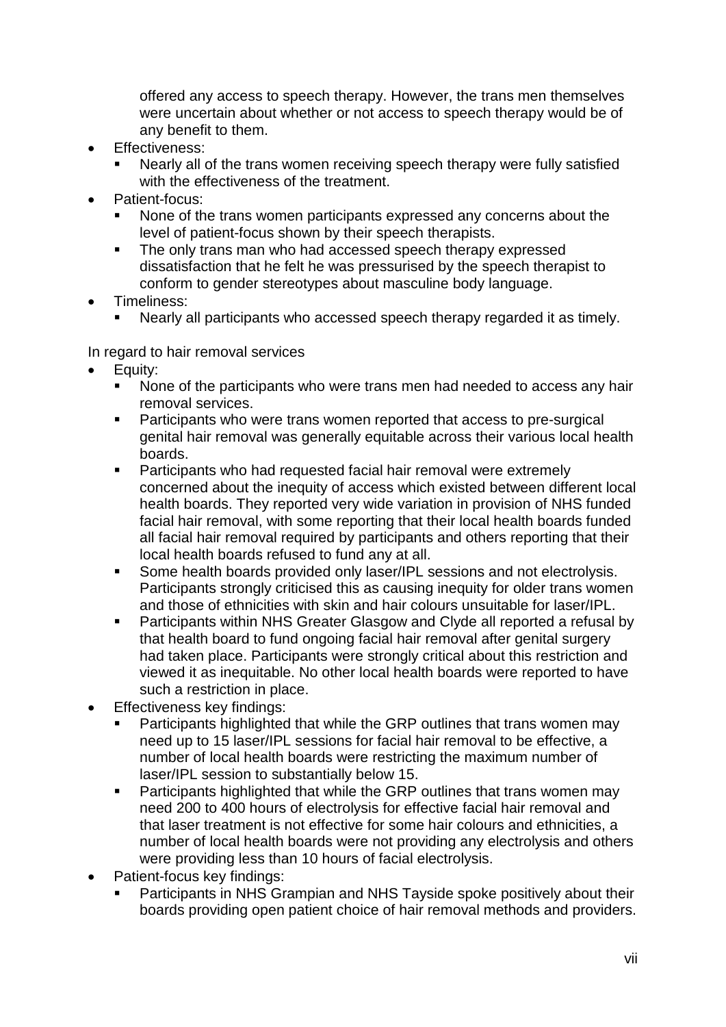offered any access to speech therapy. However, the trans men themselves were uncertain about whether or not access to speech therapy would be of any benefit to them.

- Effectiveness:
    - Nearly all of the trans women receiving speech therapy were fully satisfied with the effectiveness of the treatment.
- Patient-focus:
    - None of the trans women participants expressed any concerns about the level of patient-focus shown by their speech therapists.
    - The only trans man who had accessed speech therapy expressed dissatisfaction that he felt he was pressurised by the speech therapist to conform to gender stereotypes about masculine body language.
- Timeliness:
    - Nearly all participants who accessed speech therapy regarded it as timely.

In regard to hair removal services

- Equity:
    - None of the participants who were trans men had needed to access any hair removal services.
    - Participants who were trans women reported that access to pre-surgical genital hair removal was generally equitable across their various local health boards.
    - Participants who had requested facial hair removal were extremely concerned about the inequity of access which existed between different local health boards. They reported very wide variation in provision of NHS funded facial hair removal, with some reporting that their local health boards funded all facial hair removal required by participants and others reporting that their local health boards refused to fund any at all.
    - Some health boards provided only laser/IPL sessions and not electrolysis. Participants strongly criticised this as causing inequity for older trans women and those of ethnicities with skin and hair colours unsuitable for laser/IPL.
    - Participants within NHS Greater Glasgow and Clyde all reported a refusal by that health board to fund ongoing facial hair removal after genital surgery had taken place. Participants were strongly critical about this restriction and viewed it as inequitable. No other local health boards were reported to have such a restriction in place.
- Effectiveness key findings:
    - Participants highlighted that while the GRP outlines that trans women may need up to 15 laser/IPL sessions for facial hair removal to be effective, a number of local health boards were restricting the maximum number of laser/IPL session to substantially below 15.
    - Participants highlighted that while the GRP outlines that trans women may need 200 to 400 hours of electrolysis for effective facial hair removal and that laser treatment is not effective for some hair colours and ethnicities, a number of local health boards were not providing any electrolysis and others were providing less than 10 hours of facial electrolysis.
- Patient-focus key findings:
    - Participants in NHS Grampian and NHS Tayside spoke positively about their boards providing open patient choice of hair removal methods and providers.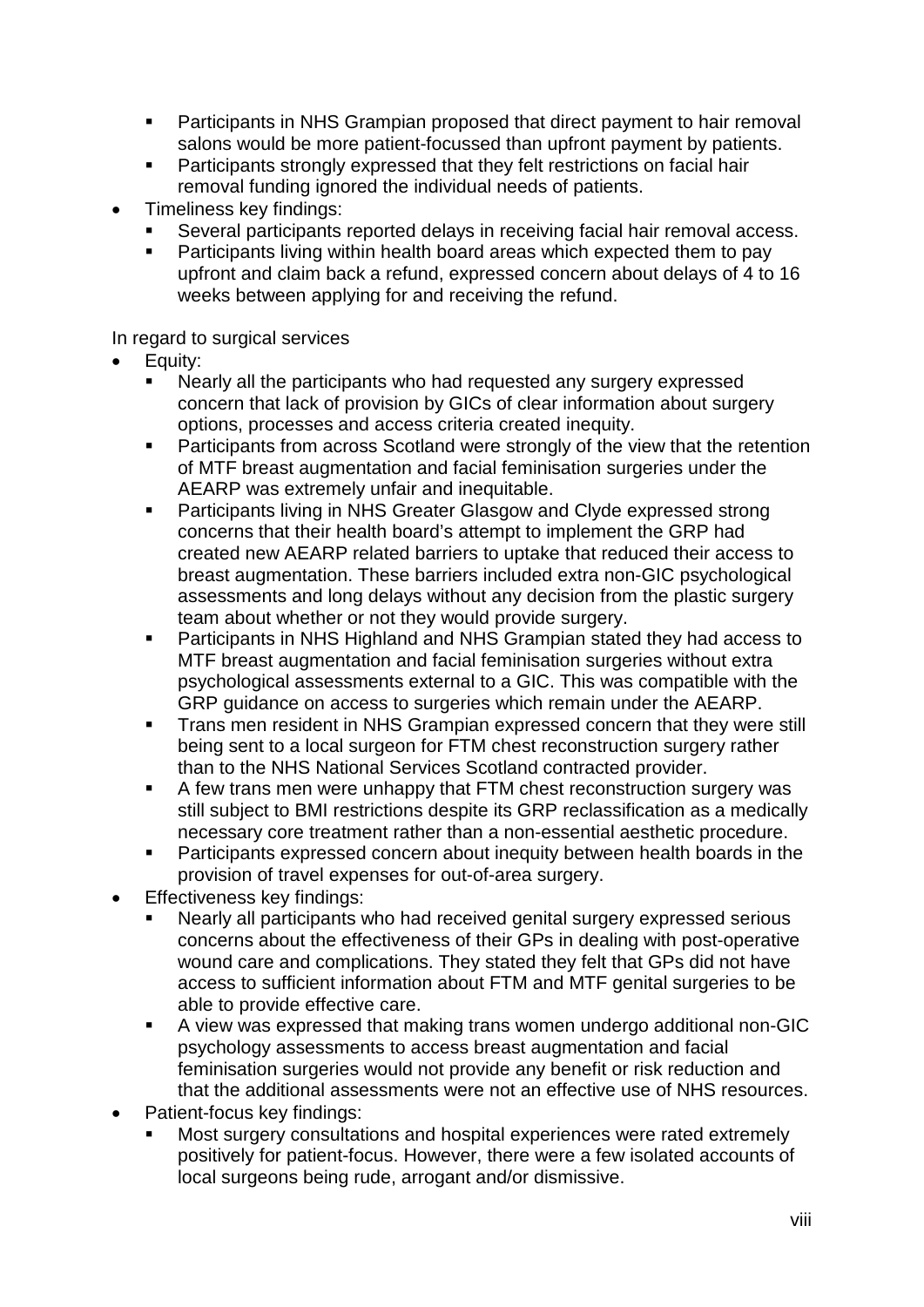- Participants in NHS Grampian proposed that direct payment to hair removal salons would be more patient-focussed than upfront payment by patients.
  - Participants strongly expressed that they felt restrictions on facial hair removal funding ignored the individual needs of patients.
- Timeliness key findings:
  - Several participants reported delays in receiving facial hair removal access.
  - Participants living within health board areas which expected them to pay upfront and claim back a refund, expressed concern about delays of 4 to 16 weeks between applying for and receiving the refund.

In regard to surgical services

- Equity:
  - Nearly all the participants who had requested any surgery expressed concern that lack of provision by GICs of clear information about surgery options, processes and access criteria created inequity.
  - Participants from across Scotland were strongly of the view that the retention of MTF breast augmentation and facial feminisation surgeries under the AEARP was extremely unfair and inequitable.
  - Participants living in NHS Greater Glasgow and Clyde expressed strong concerns that their health board's attempt to implement the GRP had created new AEARP related barriers to uptake that reduced their access to breast augmentation. These barriers included extra non-GIC psychological assessments and long delays without any decision from the plastic surgery team about whether or not they would provide surgery.
  - Participants in NHS Highland and NHS Grampian stated they had access to MTF breast augmentation and facial feminisation surgeries without extra psychological assessments external to a GIC. This was compatible with the GRP guidance on access to surgeries which remain under the AEARP.
  - Trans men resident in NHS Grampian expressed concern that they were still being sent to a local surgeon for FTM chest reconstruction surgery rather than to the NHS National Services Scotland contracted provider.
  - A few trans men were unhappy that FTM chest reconstruction surgery was still subject to BMI restrictions despite its GRP reclassification as a medically necessary core treatment rather than a non-essential aesthetic procedure.
  - Participants expressed concern about inequity between health boards in the provision of travel expenses for out-of-area surgery.
- Effectiveness key findings:
  - Nearly all participants who had received genital surgery expressed serious concerns about the effectiveness of their GPs in dealing with post-operative wound care and complications. They stated they felt that GPs did not have access to sufficient information about FTM and MTF genital surgeries to be able to provide effective care.
  - A view was expressed that making trans women undergo additional non-GIC psychology assessments to access breast augmentation and facial feminisation surgeries would not provide any benefit or risk reduction and that the additional assessments were not an effective use of NHS resources.
- Patient-focus key findings:
  - Most surgery consultations and hospital experiences were rated extremely positively for patient-focus. However, there were a few isolated accounts of local surgeons being rude, arrogant and/or dismissive.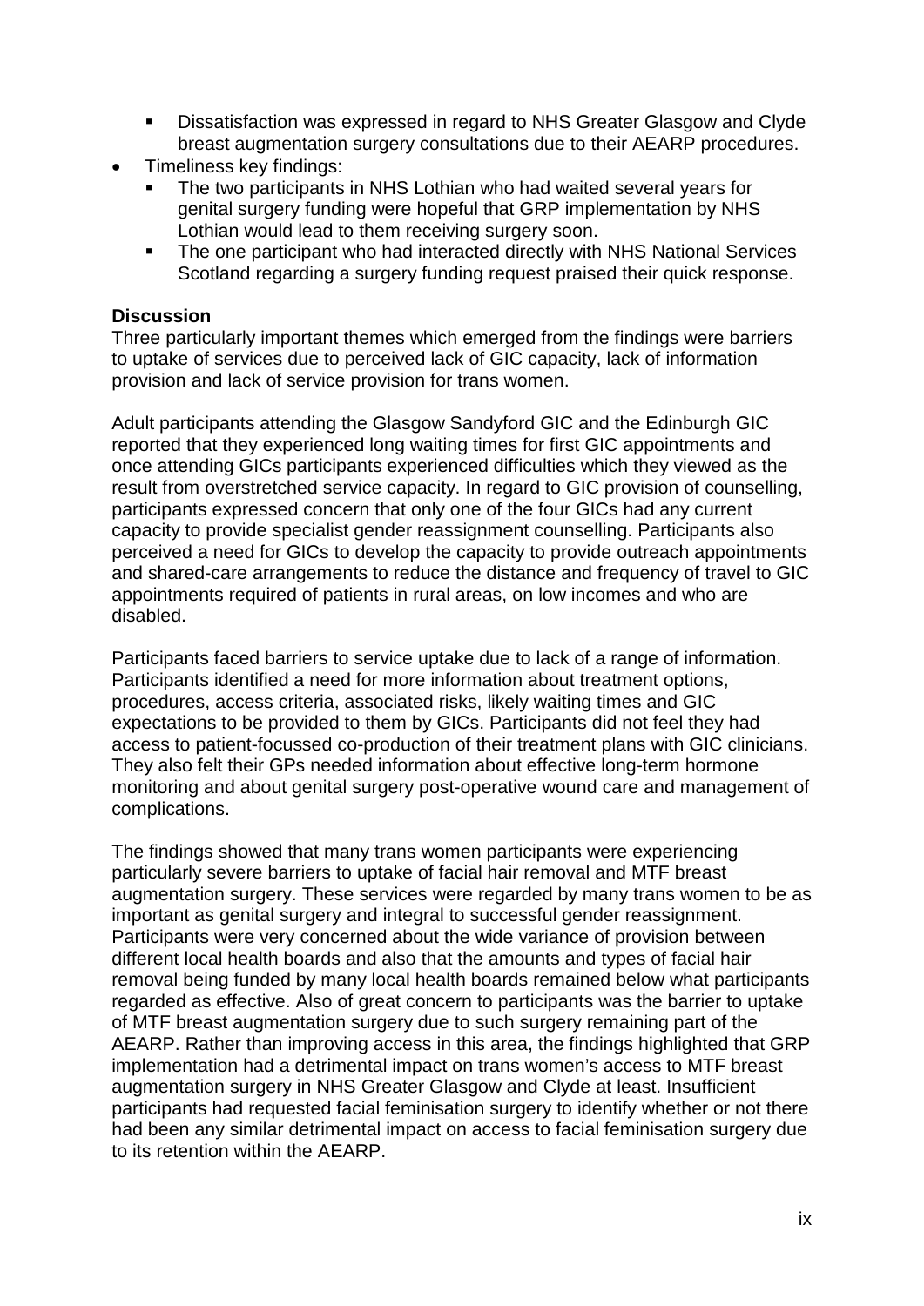- Dissatisfaction was expressed in regard to NHS Greater Glasgow and Clyde breast augmentation surgery consultations due to their AEARP procedures.
- Timeliness key findings:
  - The two participants in NHS Lothian who had waited several years for genital surgery funding were hopeful that GRP implementation by NHS Lothian would lead to them receiving surgery soon.
  - The one participant who had interacted directly with NHS National Services Scotland regarding a surgery funding request praised their quick response.

**Discussion**

Three particularly important themes which emerged from the findings were barriers to uptake of services due to perceived lack of GIC capacity, lack of information provision and lack of service provision for trans women.

Adult participants attending the Glasgow Sandyford GIC and the Edinburgh GIC reported that they experienced long waiting times for first GIC appointments and once attending GICs participants experienced difficulties which they viewed as the result from overstretched service capacity. In regard to GIC provision of counselling, participants expressed concern that only one of the four GICs had any current capacity to provide specialist gender reassignment counselling. Participants also perceived a need for GICs to develop the capacity to provide outreach appointments and shared-care arrangements to reduce the distance and frequency of travel to GIC appointments required of patients in rural areas, on low incomes and who are disabled.

Participants faced barriers to service uptake due to lack of a range of information. Participants identified a need for more information about treatment options, procedures, access criteria, associated risks, likely waiting times and GIC expectations to be provided to them by GICs. Participants did not feel they had access to patient-focussed co-production of their treatment plans with GIC clinicians. They also felt their GPs needed information about effective long-term hormone monitoring and about genital surgery post-operative wound care and management of complications.

The findings showed that many trans women participants were experiencing particularly severe barriers to uptake of facial hair removal and MTF breast augmentation surgery. These services were regarded by many trans women to be as important as genital surgery and integral to successful gender reassignment. Participants were very concerned about the wide variance of provision between different local health boards and also that the amounts and types of facial hair removal being funded by many local health boards remained below what participants regarded as effective. Also of great concern to participants was the barrier to uptake of MTF breast augmentation surgery due to such surgery remaining part of the AEARP. Rather than improving access in this area, the findings highlighted that GRP implementation had a detrimental impact on trans women's access to MTF breast augmentation surgery in NHS Greater Glasgow and Clyde at least. Insufficient participants had requested facial feminisation surgery to identify whether or not there had been any similar detrimental impact on access to facial feminisation surgery due to its retention within the AEARP.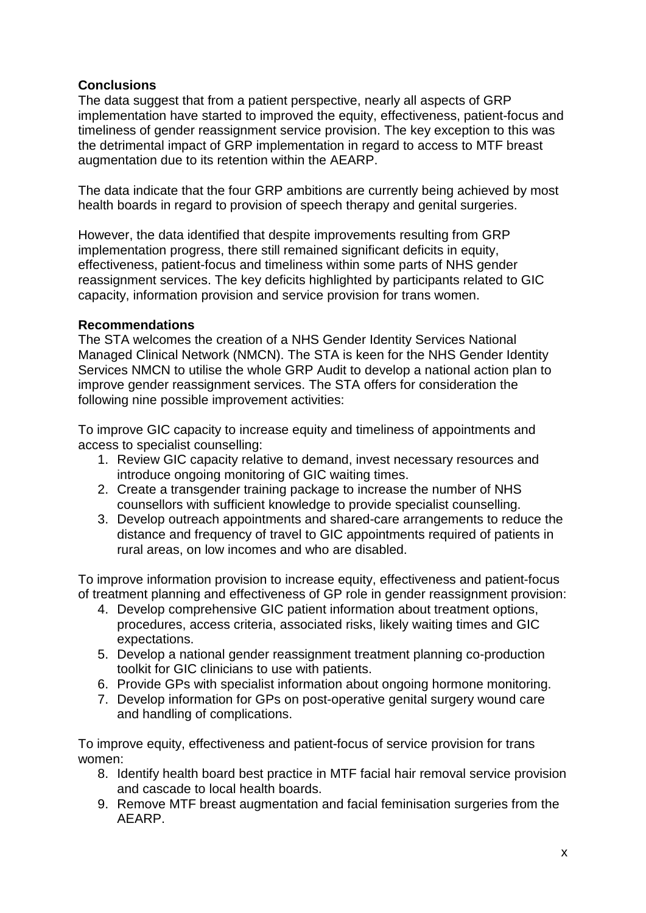**Conclusions**

The data suggest that from a patient perspective, nearly all aspects of GRP implementation have started to improved the equity, effectiveness, patient-focus and timeliness of gender reassignment service provision. The key exception to this was the detrimental impact of GRP implementation in regard to access to MTF breast augmentation due to its retention within the AEARP.

The data indicate that the four GRP ambitions are currently being achieved by most health boards in regard to provision of speech therapy and genital surgeries.

However, the data identified that despite improvements resulting from GRP implementation progress, there still remained significant deficits in equity, effectiveness, patient-focus and timeliness within some parts of NHS gender reassignment services. The key deficits highlighted by participants related to GIC capacity, information provision and service provision for trans women.

**Recommendations**

The STA welcomes the creation of a NHS Gender Identity Services National Managed Clinical Network (NMCN). The STA is keen for the NHS Gender Identity Services NMCN to utilise the whole GRP Audit to develop a national action plan to improve gender reassignment services. The STA offers for consideration the following nine possible improvement activities:

To improve GIC capacity to increase equity and timeliness of appointments and access to specialist counselling:

1. Review GIC capacity relative to demand, invest necessary resources and introduce ongoing monitoring of GIC waiting times.
2. Create a transgender training package to increase the number of NHS counsellors with sufficient knowledge to provide specialist counselling.
3. Develop outreach appointments and shared-care arrangements to reduce the distance and frequency of travel to GIC appointments required of patients in rural areas, on low incomes and who are disabled.

To improve information provision to increase equity, effectiveness and patient-focus of treatment planning and effectiveness of GP role in gender reassignment provision:

4. Develop comprehensive GIC patient information about treatment options, procedures, access criteria, associated risks, likely waiting times and GIC expectations.
5. Develop a national gender reassignment treatment planning co-production toolkit for GIC clinicians to use with patients.
6. Provide GPs with specialist information about ongoing hormone monitoring.
7. Develop information for GPs on post-operative genital surgery wound care and handling of complications.

To improve equity, effectiveness and patient-focus of service provision for trans women:

8. Identify health board best practice in MTF facial hair removal service provision and cascade to local health boards.
9. Remove MTF breast augmentation and facial feminisation surgeries from the AEARP.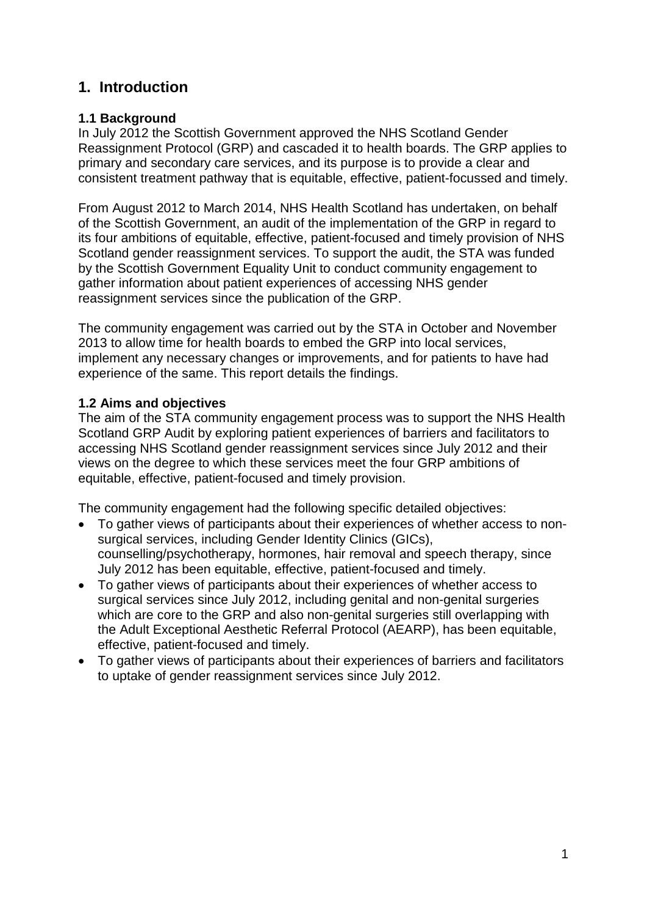# 1. Introduction

### 1.1 Background

In July 2012 the Scottish Government approved the NHS Scotland Gender Reassignment Protocol (GRP) and cascaded it to health boards. The GRP applies to primary and secondary care services, and its purpose is to provide a clear and consistent treatment pathway that is equitable, effective, patient-focussed and timely.

From August 2012 to March 2014, NHS Health Scotland has undertaken, on behalf of the Scottish Government, an audit of the implementation of the GRP in regard to its four ambitions of equitable, effective, patient-focused and timely provision of NHS Scotland gender reassignment services. To support the audit, the STA was funded by the Scottish Government Equality Unit to conduct community engagement to gather information about patient experiences of accessing NHS gender reassignment services since the publication of the GRP.

The community engagement was carried out by the STA in October and November 2013 to allow time for health boards to embed the GRP into local services, implement any necessary changes or improvements, and for patients to have had experience of the same. This report details the findings.

### 1.2 Aims and objectives

The aim of the STA community engagement process was to support the NHS Health Scotland GRP Audit by exploring patient experiences of barriers and facilitators to accessing NHS Scotland gender reassignment services since July 2012 and their views on the degree to which these services meet the four GRP ambitions of equitable, effective, patient-focused and timely provision.

The community engagement had the following specific detailed objectives:

- To gather views of participants about their experiences of whether access to non-surgical services, including Gender Identity Clinics (GICs), counselling/psychotherapy, hormones, hair removal and speech therapy, since July 2012 has been equitable, effective, patient-focused and timely.
- To gather views of participants about their experiences of whether access to surgical services since July 2012, including genital and non-genital surgeries which are core to the GRP and also non-genital surgeries still overlapping with the Adult Exceptional Aesthetic Referral Protocol (AEARP), has been equitable, effective, patient-focused and timely.
- To gather views of participants about their experiences of barriers and facilitators to uptake of gender reassignment services since July 2012.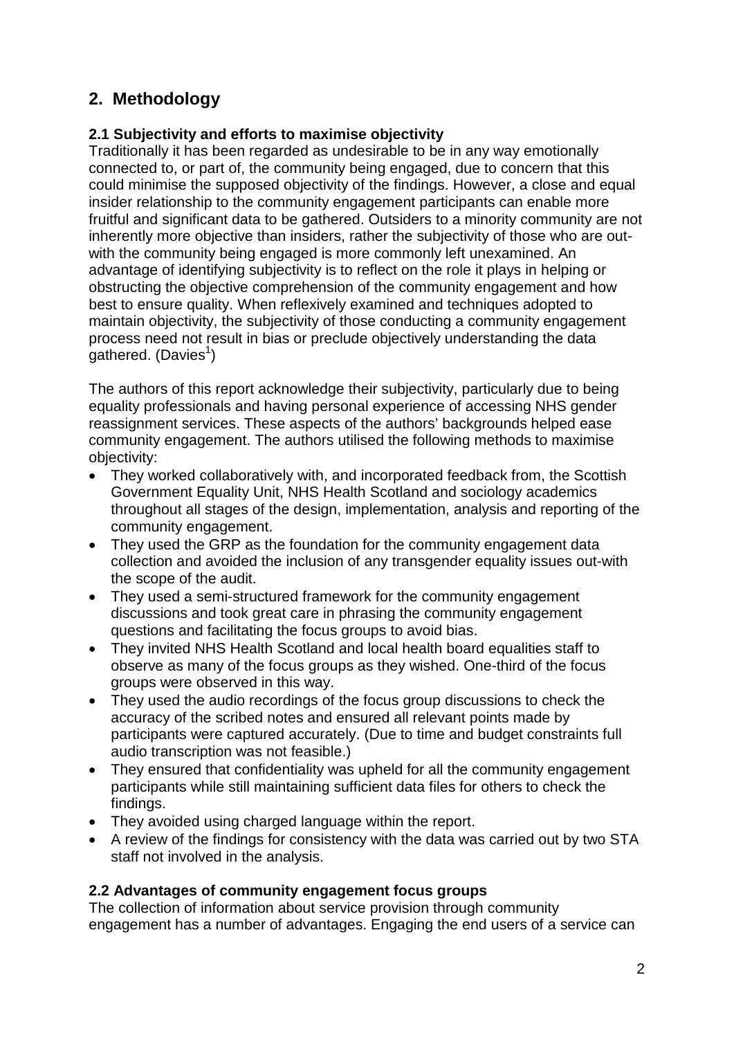## 2. Methodology

### 2.1 Subjectivity and efforts to maximise objectivity

Traditionally it has been regarded as undesirable to be in any way emotionally connected to, or part of, the community being engaged, due to concern that this could minimise the supposed objectivity of the findings. However, a close and equal insider relationship to the community engagement participants can enable more fruitful and significant data to be gathered. Outsiders to a minority community are not inherently more objective than insiders, rather the subjectivity of those who are out-with the community being engaged is more commonly left unexamined. An advantage of identifying subjectivity is to reflect on the role it plays in helping or obstructing the objective comprehension of the community engagement and how best to ensure quality. When reflexively examined and techniques adopted to maintain objectivity, the subjectivity of those conducting a community engagement process need not result in bias or preclude objectively understanding the data gathered. (Davies[1])

The authors of this report acknowledge their subjectivity, particularly due to being equality professionals and having personal experience of accessing NHS gender reassignment services. These aspects of the authors' backgrounds helped ease community engagement. The authors utilised the following methods to maximise objectivity:

- They worked collaboratively with, and incorporated feedback from, the Scottish Government Equality Unit, NHS Health Scotland and sociology academics throughout all stages of the design, implementation, analysis and reporting of the community engagement.
- They used the GRP as the foundation for the community engagement data collection and avoided the inclusion of any transgender equality issues out-with the scope of the audit.
- They used a semi-structured framework for the community engagement discussions and took great care in phrasing the community engagement questions and facilitating the focus groups to avoid bias.
- They invited NHS Health Scotland and local health board equalities staff to observe as many of the focus groups as they wished. One-third of the focus groups were observed in this way.
- They used the audio recordings of the focus group discussions to check the accuracy of the scribed notes and ensured all relevant points made by participants were captured accurately. (Due to time and budget constraints full audio transcription was not feasible.)
- They ensured that confidentiality was upheld for all the community engagement participants while still maintaining sufficient data files for others to check the findings.
- They avoided using charged language within the report.
- A review of the findings for consistency with the data was carried out by two STA staff not involved in the analysis.

### 2.2 Advantages of community engagement focus groups

The collection of information about service provision through community engagement has a number of advantages. Engaging the end users of a service can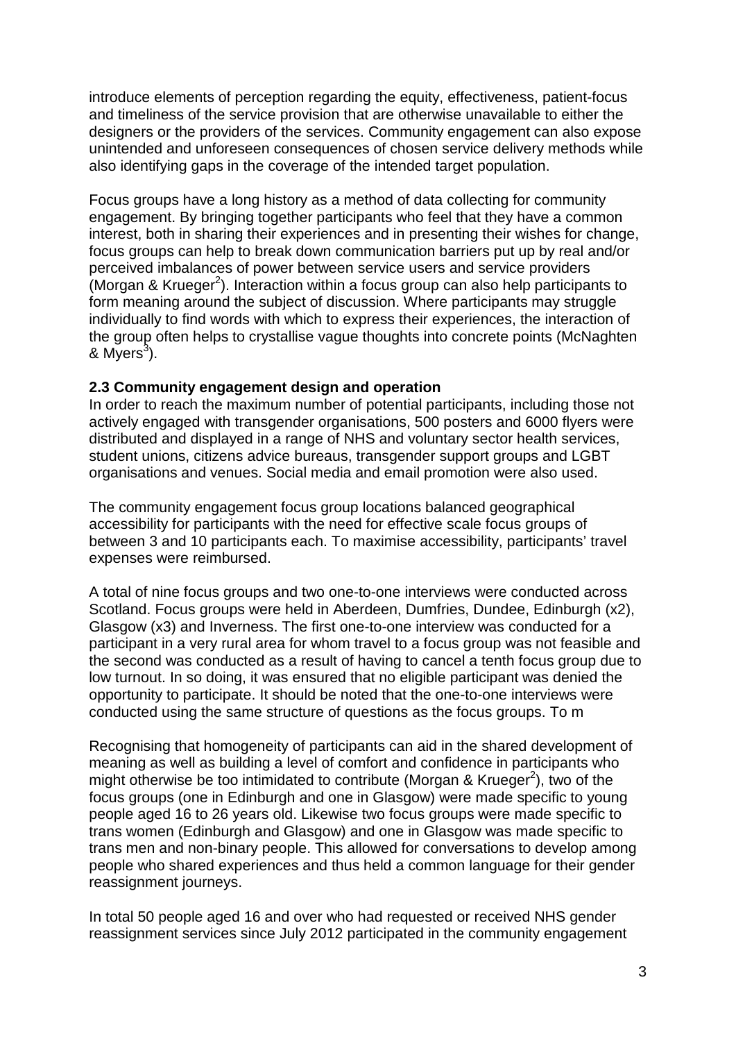introduce elements of perception regarding the equity, effectiveness, patient-focus and timeliness of the service provision that are otherwise unavailable to either the designers or the providers of the services. Community engagement can also expose unintended and unforeseen consequences of chosen service delivery methods while also identifying gaps in the coverage of the intended target population.

Focus groups have a long history as a method of data collecting for community engagement. By bringing together participants who feel that they have a common interest, both in sharing their experiences and in presenting their wishes for change, focus groups can help to break down communication barriers put up by real and/or perceived imbalances of power between service users and service providers (Morgan & Krueger[2]). Interaction within a focus group can also help participants to form meaning around the subject of discussion. Where participants may struggle individually to find words with which to express their experiences, the interaction of the group often helps to crystallise vague thoughts into concrete points (McNaghten & Myers[3]).

### 2.3 Community engagement design and operation

In order to reach the maximum number of potential participants, including those not actively engaged with transgender organisations, 500 posters and 6000 flyers were distributed and displayed in a range of NHS and voluntary sector health services, student unions, citizens advice bureaus, transgender support groups and LGBT organisations and venues. Social media and email promotion were also used.

The community engagement focus group locations balanced geographical accessibility for participants with the need for effective scale focus groups of between 3 and 10 participants each. To maximise accessibility, participants' travel expenses were reimbursed.

A total of nine focus groups and two one-to-one interviews were conducted across Scotland. Focus groups were held in Aberdeen, Dumfries, Dundee, Edinburgh (x2), Glasgow (x3) and Inverness. The first one-to-one interview was conducted for a participant in a very rural area for whom travel to a focus group was not feasible and the second was conducted as a result of having to cancel a tenth focus group due to low turnout. In so doing, it was ensured that no eligible participant was denied the opportunity to participate. It should be noted that the one-to-one interviews were conducted using the same structure of questions as the focus groups. To m

Recognising that homogeneity of participants can aid in the shared development of meaning as well as building a level of comfort and confidence in participants who might otherwise be too intimidated to contribute (Morgan & Krueger[2]), two of the focus groups (one in Edinburgh and one in Glasgow) were made specific to young people aged 16 to 26 years old. Likewise two focus groups were made specific to trans women (Edinburgh and Glasgow) and one in Glasgow was made specific to trans men and non-binary people. This allowed for conversations to develop among people who shared experiences and thus held a common language for their gender reassignment journeys.

In total 50 people aged 16 and over who had requested or received NHS gender reassignment services since July 2012 participated in the community engagement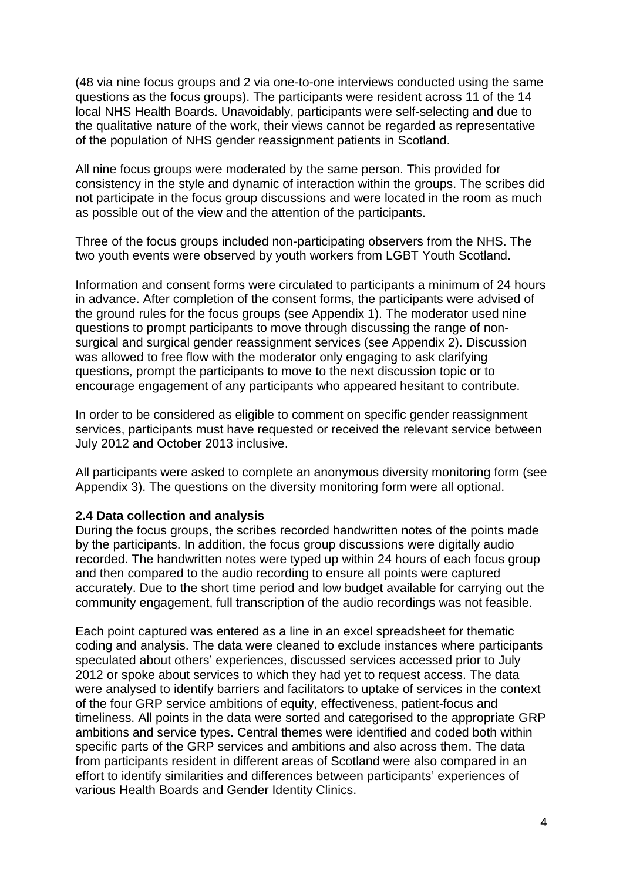(48 via nine focus groups and 2 via one-to-one interviews conducted using the same questions as the focus groups). The participants were resident across 11 of the 14 local NHS Health Boards. Unavoidably, participants were self-selecting and due to the qualitative nature of the work, their views cannot be regarded as representative of the population of NHS gender reassignment patients in Scotland.

All nine focus groups were moderated by the same person. This provided for consistency in the style and dynamic of interaction within the groups. The scribes did not participate in the focus group discussions and were located in the room as much as possible out of the view and the attention of the participants.

Three of the focus groups included non-participating observers from the NHS. The two youth events were observed by youth workers from LGBT Youth Scotland.

Information and consent forms were circulated to participants a minimum of 24 hours in advance. After completion of the consent forms, the participants were advised of the ground rules for the focus groups (see Appendix 1). The moderator used nine questions to prompt participants to move through discussing the range of non-surgical and surgical gender reassignment services (see Appendix 2). Discussion was allowed to free flow with the moderator only engaging to ask clarifying questions, prompt the participants to move to the next discussion topic or to encourage engagement of any participants who appeared hesitant to contribute.

In order to be considered as eligible to comment on specific gender reassignment services, participants must have requested or received the relevant service between July 2012 and October 2013 inclusive.

All participants were asked to complete an anonymous diversity monitoring form (see Appendix 3). The questions on the diversity monitoring form were all optional.

**2.4 Data collection and analysis**

During the focus groups, the scribes recorded handwritten notes of the points made by the participants. In addition, the focus group discussions were digitally audio recorded. The handwritten notes were typed up within 24 hours of each focus group and then compared to the audio recording to ensure all points were captured accurately. Due to the short time period and low budget available for carrying out the community engagement, full transcription of the audio recordings was not feasible.

Each point captured was entered as a line in an excel spreadsheet for thematic coding and analysis. The data were cleaned to exclude instances where participants speculated about others' experiences, discussed services accessed prior to July 2012 or spoke about services to which they had yet to request access. The data were analysed to identify barriers and facilitators to uptake of services in the context of the four GRP service ambitions of equity, effectiveness, patient-focus and timeliness. All points in the data were sorted and categorised to the appropriate GRP ambitions and service types. Central themes were identified and coded both within specific parts of the GRP services and ambitions and also across them. The data from participants resident in different areas of Scotland were also compared in an effort to identify similarities and differences between participants' experiences of various Health Boards and Gender Identity Clinics.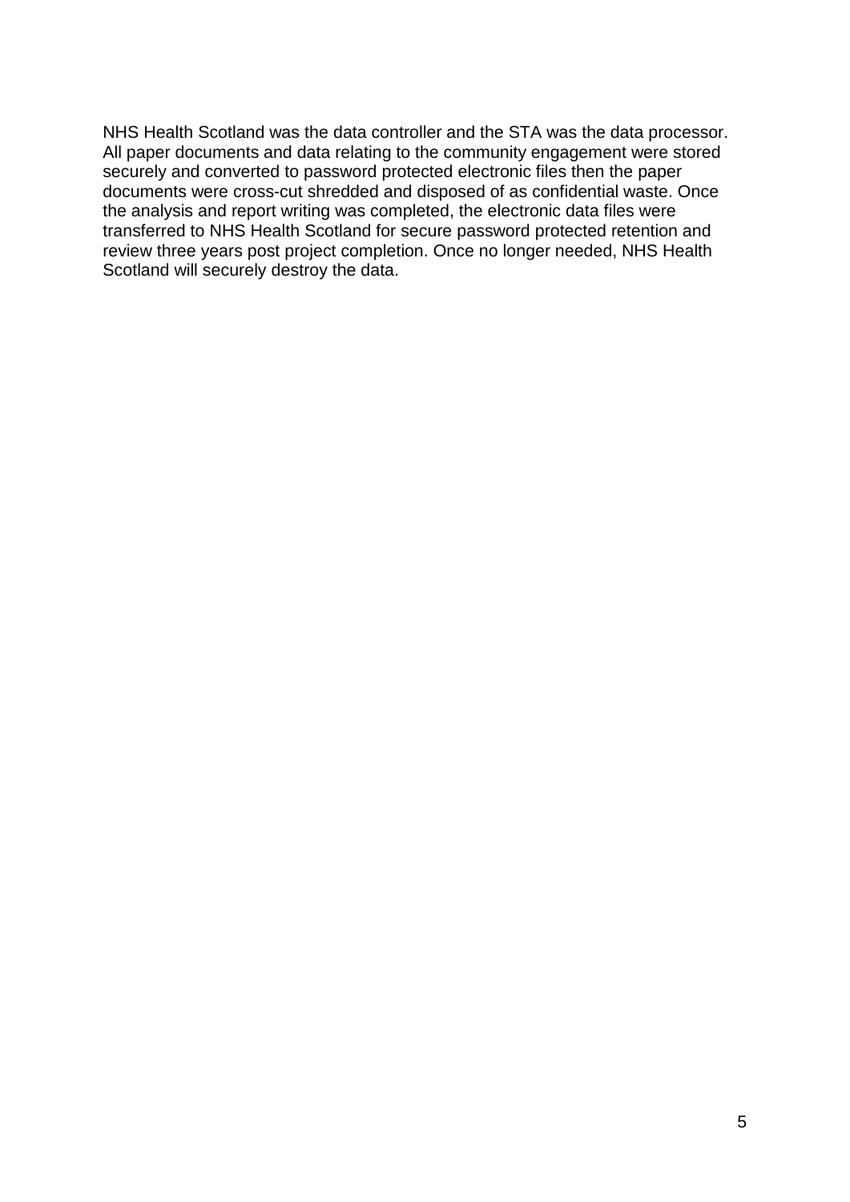NHS Health Scotland was the data controller and the STA was the data processor. All paper documents and data relating to the community engagement were stored securely and converted to password protected electronic files then the paper documents were cross-cut shredded and disposed of as confidential waste. Once the analysis and report writing was completed, the electronic data files were transferred to NHS Health Scotland for secure password protected retention and review three years post project completion. Once no longer needed, NHS Health Scotland will securely destroy the data.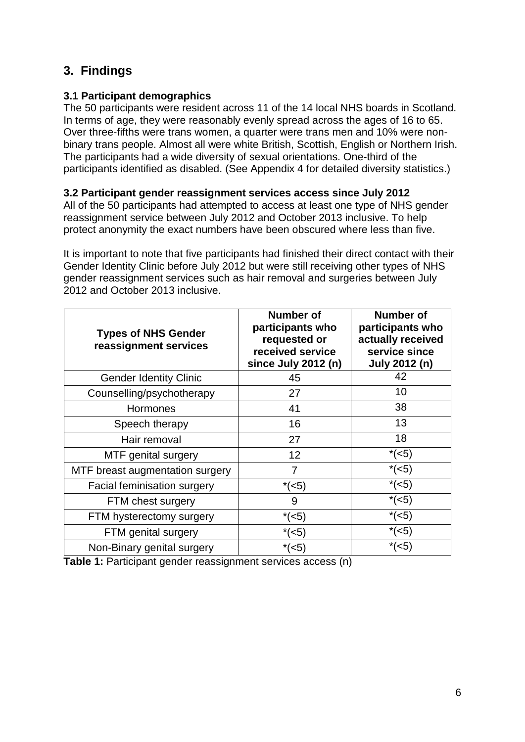## 3. Findings

### 3.1 Participant demographics

The 50 participants were resident across 11 of the 14 local NHS boards in Scotland. In terms of age, they were reasonably evenly spread across the ages of 16 to 65. Over three-fifths were trans women, a quarter were trans men and 10% were non-binary trans people. Almost all were white British, Scottish, English or Northern Irish. The participants had a wide diversity of sexual orientations. One-third of the participants identified as disabled. (See Appendix 4 for detailed diversity statistics.)

### 3.2 Participant gender reassignment services access since July 2012

All of the 50 participants had attempted to access at least one type of NHS gender reassignment service between July 2012 and October 2013 inclusive. To help protect anonymity the exact numbers have been obscured where less than five.

It is important to note that five participants had finished their direct contact with their Gender Identity Clinic before July 2012 but were still receiving other types of NHS gender reassignment services such as hair removal and surgeries between July 2012 and October 2013 inclusive.

| Types of NHS Gender reassignment services | Number of participants who requested or received service since July 2012 (n) | Number of participants who actually received service since July 2012 (n) |
|---|---|---|
| Gender Identity Clinic | 45 | 42 |
| Counselling/psychotherapy | 27 | 10 |
| Hormones | 41 | 38 |
| Speech therapy | 16 | 13 |
| Hair removal | 27 | 18 |
| MTF genital surgery | 12 | *(<5) |
| MTF breast augmentation surgery | 7 | *(<5) |
| Facial feminisation surgery | *(<5) | *(<5) |
| FTM chest surgery | 9 | *(<5) |
| FTM hysterectomy surgery | *(<5) | *(<5) |
| FTM genital surgery | *(<5) | *(<5) |
| Non-Binary genital surgery | *(<5) | *(<5) |

**Table 1:** Participant gender reassignment services access (n)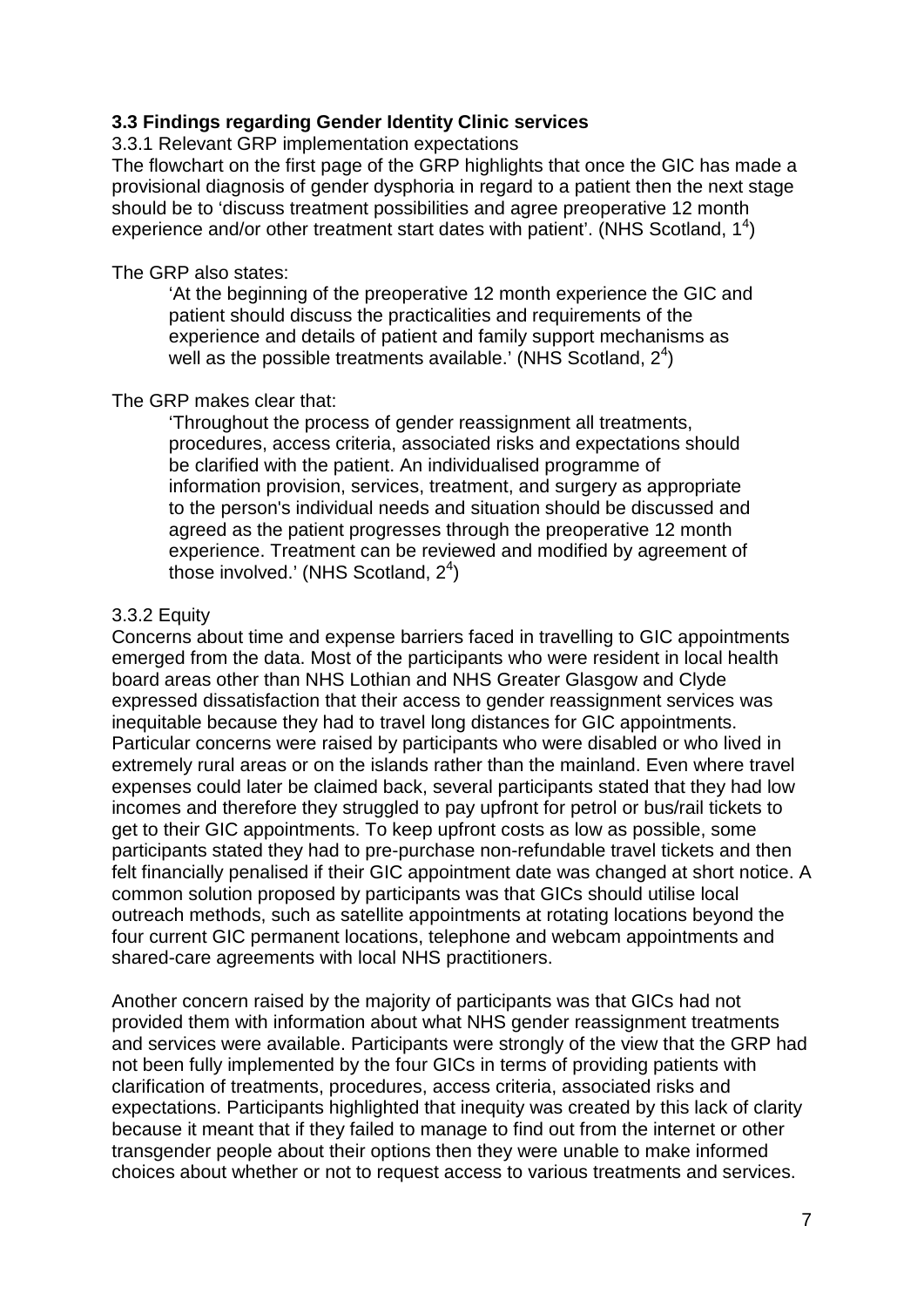### 3.3 Findings regarding Gender Identity Clinic services

3.3.1 Relevant GRP implementation expectations

The flowchart on the first page of the GRP highlights that once the GIC has made a provisional diagnosis of gender dysphoria in regard to a patient then the next stage should be to 'discuss treatment possibilities and agree preoperative 12 month experience and/or other treatment start dates with patient'. (NHS Scotland, 1[4])

The GRP also states:

> 'At the beginning of the preoperative 12 month experience the GIC and patient should discuss the practicalities and requirements of the experience and details of patient and family support mechanisms as well as the possible treatments available.' (NHS Scotland, 2[4])

The GRP makes clear that:

> 'Throughout the process of gender reassignment all treatments, procedures, access criteria, associated risks and expectations should be clarified with the patient. An individualised programme of information provision, services, treatment, and surgery as appropriate to the person's individual needs and situation should be discussed and agreed as the patient progresses through the preoperative 12 month experience. Treatment can be reviewed and modified by agreement of those involved.' (NHS Scotland, 2[4])

3.3.2 Equity

Concerns about time and expense barriers faced in travelling to GIC appointments emerged from the data. Most of the participants who were resident in local health board areas other than NHS Lothian and NHS Greater Glasgow and Clyde expressed dissatisfaction that their access to gender reassignment services was inequitable because they had to travel long distances for GIC appointments. Particular concerns were raised by participants who were disabled or who lived in extremely rural areas or on the islands rather than the mainland. Even where travel expenses could later be claimed back, several participants stated that they had low incomes and therefore they struggled to pay upfront for petrol or bus/rail tickets to get to their GIC appointments. To keep upfront costs as low as possible, some participants stated they had to pre-purchase non-refundable travel tickets and then felt financially penalised if their GIC appointment date was changed at short notice. A common solution proposed by participants was that GICs should utilise local outreach methods, such as satellite appointments at rotating locations beyond the four current GIC permanent locations, telephone and webcam appointments and shared-care agreements with local NHS practitioners.

Another concern raised by the majority of participants was that GICs had not provided them with information about what NHS gender reassignment treatments and services were available. Participants were strongly of the view that the GRP had not been fully implemented by the four GICs in terms of providing patients with clarification of treatments, procedures, access criteria, associated risks and expectations. Participants highlighted that inequity was created by this lack of clarity because it meant that if they failed to manage to find out from the internet or other transgender people about their options then they were unable to make informed choices about whether or not to request access to various treatments and services.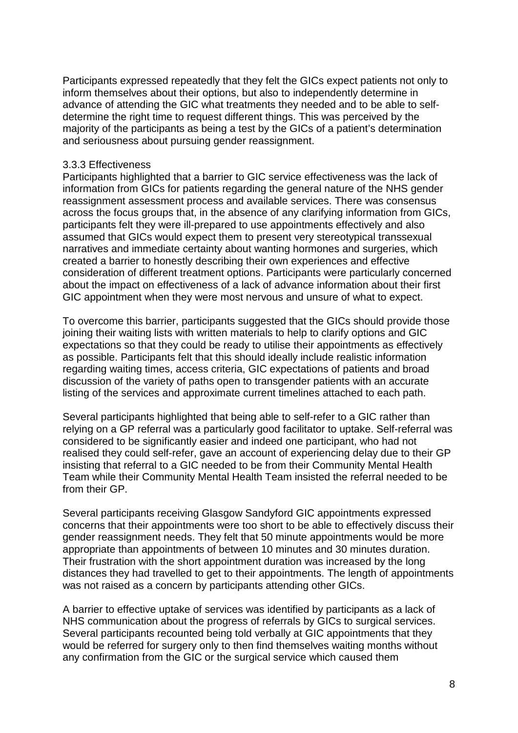Participants expressed repeatedly that they felt the GICs expect patients not only to inform themselves about their options, but also to independently determine in advance of attending the GIC what treatments they needed and to be able to self-determine the right time to request different things. This was perceived by the majority of the participants as being a test by the GICs of a patient's determination and seriousness about pursuing gender reassignment.

### 3.3.3 Effectiveness

Participants highlighted that a barrier to GIC service effectiveness was the lack of information from GICs for patients regarding the general nature of the NHS gender reassignment assessment process and available services. There was consensus across the focus groups that, in the absence of any clarifying information from GICs, participants felt they were ill-prepared to use appointments effectively and also assumed that GICs would expect them to present very stereotypical transsexual narratives and immediate certainty about wanting hormones and surgeries, which created a barrier to honestly describing their own experiences and effective consideration of different treatment options. Participants were particularly concerned about the impact on effectiveness of a lack of advance information about their first GIC appointment when they were most nervous and unsure of what to expect.

To overcome this barrier, participants suggested that the GICs should provide those joining their waiting lists with written materials to help to clarify options and GIC expectations so that they could be ready to utilise their appointments as effectively as possible. Participants felt that this should ideally include realistic information regarding waiting times, access criteria, GIC expectations of patients and broad discussion of the variety of paths open to transgender patients with an accurate listing of the services and approximate current timelines attached to each path.

Several participants highlighted that being able to self-refer to a GIC rather than relying on a GP referral was a particularly good facilitator to uptake. Self-referral was considered to be significantly easier and indeed one participant, who had not realised they could self-refer, gave an account of experiencing delay due to their GP insisting that referral to a GIC needed to be from their Community Mental Health Team while their Community Mental Health Team insisted the referral needed to be from their GP.

Several participants receiving Glasgow Sandyford GIC appointments expressed concerns that their appointments were too short to be able to effectively discuss their gender reassignment needs. They felt that 50 minute appointments would be more appropriate than appointments of between 10 minutes and 30 minutes duration. Their frustration with the short appointment duration was increased by the long distances they had travelled to get to their appointments. The length of appointments was not raised as a concern by participants attending other GICs.

A barrier to effective uptake of services was identified by participants as a lack of NHS communication about the progress of referrals by GICs to surgical services. Several participants recounted being told verbally at GIC appointments that they would be referred for surgery only to then find themselves waiting months without any confirmation from the GIC or the surgical service which caused them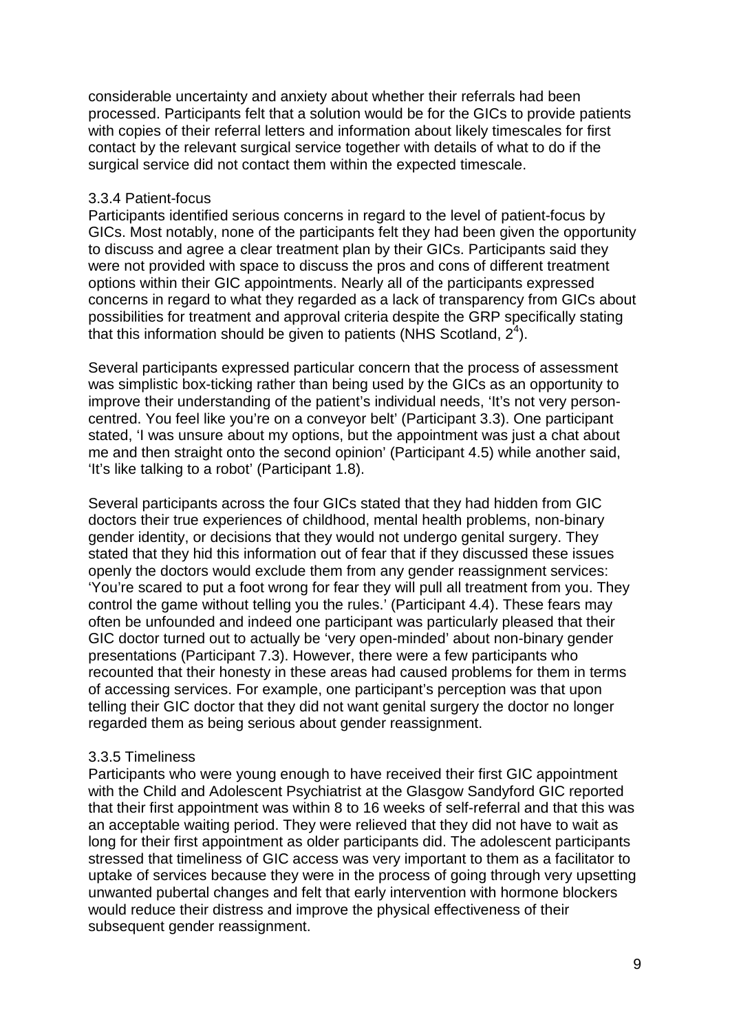considerable uncertainty and anxiety about whether their referrals had been processed. Participants felt that a solution would be for the GICs to provide patients with copies of their referral letters and information about likely timescales for first contact by the relevant surgical service together with details of what to do if the surgical service did not contact them within the expected timescale.

### 3.3.4 Patient-focus

Participants identified serious concerns in regard to the level of patient-focus by GICs. Most notably, none of the participants felt they had been given the opportunity to discuss and agree a clear treatment plan by their GICs. Participants said they were not provided with space to discuss the pros and cons of different treatment options within their GIC appointments. Nearly all of the participants expressed concerns in regard to what they regarded as a lack of transparency from GICs about possibilities for treatment and approval criteria despite the GRP specifically stating that this information should be given to patients (NHS Scotland, 2[4]).

Several participants expressed particular concern that the process of assessment was simplistic box-ticking rather than being used by the GICs as an opportunity to improve their understanding of the patient's individual needs, 'It's not very person-centred. You feel like you're on a conveyor belt' (Participant 3.3). One participant stated, 'I was unsure about my options, but the appointment was just a chat about me and then straight onto the second opinion' (Participant 4.5) while another said, 'It's like talking to a robot' (Participant 1.8).

Several participants across the four GICs stated that they had hidden from GIC doctors their true experiences of childhood, mental health problems, non-binary gender identity, or decisions that they would not undergo genital surgery. They stated that they hid this information out of fear that if they discussed these issues openly the doctors would exclude them from any gender reassignment services: 'You're scared to put a foot wrong for fear they will pull all treatment from you. They control the game without telling you the rules.' (Participant 4.4). These fears may often be unfounded and indeed one participant was particularly pleased that their GIC doctor turned out to actually be 'very open-minded' about non-binary gender presentations (Participant 7.3). However, there were a few participants who recounted that their honesty in these areas had caused problems for them in terms of accessing services. For example, one participant's perception was that upon telling their GIC doctor that they did not want genital surgery the doctor no longer regarded them as being serious about gender reassignment.

### 3.3.5 Timeliness

Participants who were young enough to have received their first GIC appointment with the Child and Adolescent Psychiatrist at the Glasgow Sandyford GIC reported that their first appointment was within 8 to 16 weeks of self-referral and that this was an acceptable waiting period. They were relieved that they did not have to wait as long for their first appointment as older participants did. The adolescent participants stressed that timeliness of GIC access was very important to them as a facilitator to uptake of services because they were in the process of going through very upsetting unwanted pubertal changes and felt that early intervention with hormone blockers would reduce their distress and improve the physical effectiveness of their subsequent gender reassignment.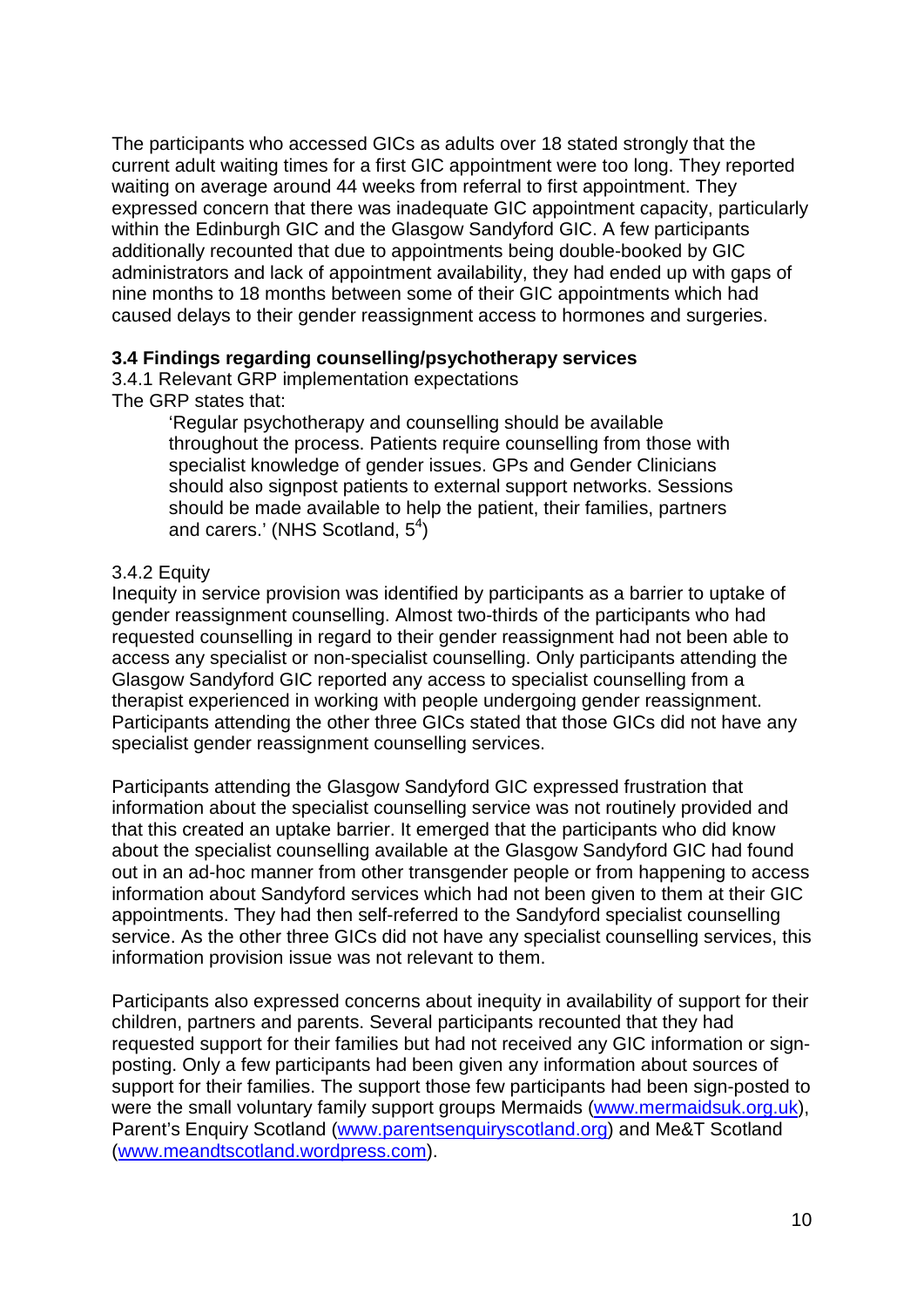The participants who accessed GICs as adults over 18 stated strongly that the current adult waiting times for a first GIC appointment were too long. They reported waiting on average around 44 weeks from referral to first appointment. They expressed concern that there was inadequate GIC appointment capacity, particularly within the Edinburgh GIC and the Glasgow Sandyford GIC. A few participants additionally recounted that due to appointments being double-booked by GIC administrators and lack of appointment availability, they had ended up with gaps of nine months to 18 months between some of their GIC appointments which had caused delays to their gender reassignment access to hormones and surgeries.

### 3.4 Findings regarding counselling/psychotherapy services

3.4.1 Relevant GRP implementation expectations

The GRP states that:

> 'Regular psychotherapy and counselling should be available throughout the process. Patients require counselling from those with specialist knowledge of gender issues. GPs and Gender Clinicians should also signpost patients to external support networks. Sessions should be made available to help the patient, their families, partners and carers.' (NHS Scotland, 5[4])

3.4.2 Equity

Inequity in service provision was identified by participants as a barrier to uptake of gender reassignment counselling. Almost two-thirds of the participants who had requested counselling in regard to their gender reassignment had not been able to access any specialist or non-specialist counselling. Only participants attending the Glasgow Sandyford GIC reported any access to specialist counselling from a therapist experienced in working with people undergoing gender reassignment. Participants attending the other three GICs stated that those GICs did not have any specialist gender reassignment counselling services.

Participants attending the Glasgow Sandyford GIC expressed frustration that information about the specialist counselling service was not routinely provided and that this created an uptake barrier. It emerged that the participants who did know about the specialist counselling available at the Glasgow Sandyford GIC had found out in an ad-hoc manner from other transgender people or from happening to access information about Sandyford services which had not been given to them at their GIC appointments. They had then self-referred to the Sandyford specialist counselling service. As the other three GICs did not have any specialist counselling services, this information provision issue was not relevant to them.

Participants also expressed concerns about inequity in availability of support for their children, partners and parents. Several participants recounted that they had requested support for their families but had not received any GIC information or sign-posting. Only a few participants had been given any information about sources of support for their families. The support those few participants had been sign-posted to were the small voluntary family support groups Mermaids (www.mermaidsuk.org.uk), Parent's Enquiry Scotland (www.parentsenquiryscotland.org) and Me&T Scotland (www.meandtscotland.wordpress.com).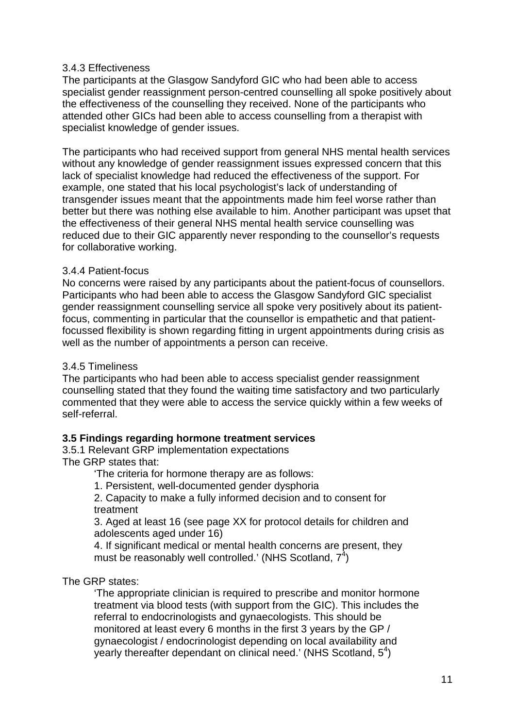#### 3.4.3 Effectiveness

The participants at the Glasgow Sandyford GIC who had been able to access specialist gender reassignment person-centred counselling all spoke positively about the effectiveness of the counselling they received. None of the participants who attended other GICs had been able to access counselling from a therapist with specialist knowledge of gender issues.

The participants who had received support from general NHS mental health services without any knowledge of gender reassignment issues expressed concern that this lack of specialist knowledge had reduced the effectiveness of the support. For example, one stated that his local psychologist's lack of understanding of transgender issues meant that the appointments made him feel worse rather than better but there was nothing else available to him. Another participant was upset that the effectiveness of their general NHS mental health service counselling was reduced due to their GIC apparently never responding to the counsellor's requests for collaborative working.

#### 3.4.4 Patient-focus

No concerns were raised by any participants about the patient-focus of counsellors. Participants who had been able to access the Glasgow Sandyford GIC specialist gender reassignment counselling service all spoke very positively about its patient-focus, commenting in particular that the counsellor is empathetic and that patient-focussed flexibility is shown regarding fitting in urgent appointments during crisis as well as the number of appointments a person can receive.

#### 3.4.5 Timeliness

The participants who had been able to access specialist gender reassignment counselling stated that they found the waiting time satisfactory and two particularly commented that they were able to access the service quickly within a few weeks of self-referral.

### 3.5 Findings regarding hormone treatment services

#### 3.5.1 Relevant GRP implementation expectations

The GRP states that:

> 'The criteria for hormone therapy are as follows:
>
> 1. Persistent, well-documented gender dysphoria
> 2. Capacity to make a fully informed decision and to consent for treatment
> 3. Aged at least 16 (see page XX for protocol details for children and adolescents aged under 16)
> 4. If significant medical or mental health concerns are present, they must be reasonably well controlled.' (NHS Scotland, 7[4])

The GRP states:

> 'The appropriate clinician is required to prescribe and monitor hormone treatment via blood tests (with support from the GIC). This includes the referral to endocrinologists and gynaecologists. This should be monitored at least every 6 months in the first 3 years by the GP / gynaecologist / endocrinologist depending on local availability and yearly thereafter dependant on clinical need.' (NHS Scotland, 5[4])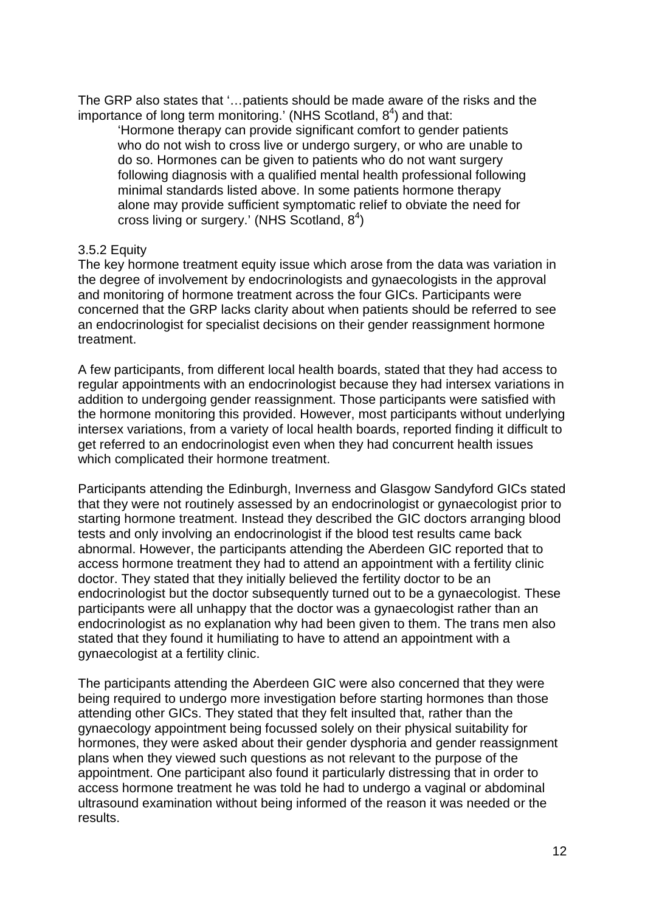The GRP also states that '…patients should be made aware of the risks and the importance of long term monitoring.' (NHS Scotland, 8[4]) and that:

> 'Hormone therapy can provide significant comfort to gender patients who do not wish to cross live or undergo surgery, or who are unable to do so. Hormones can be given to patients who do not want surgery following diagnosis with a qualified mental health professional following minimal standards listed above. In some patients hormone therapy alone may provide sufficient symptomatic relief to obviate the need for cross living or surgery.' (NHS Scotland, 8[4])

### 3.5.2 Equity

The key hormone treatment equity issue which arose from the data was variation in the degree of involvement by endocrinologists and gynaecologists in the approval and monitoring of hormone treatment across the four GICs. Participants were concerned that the GRP lacks clarity about when patients should be referred to see an endocrinologist for specialist decisions on their gender reassignment hormone treatment.

A few participants, from different local health boards, stated that they had access to regular appointments with an endocrinologist because they had intersex variations in addition to undergoing gender reassignment. Those participants were satisfied with the hormone monitoring this provided. However, most participants without underlying intersex variations, from a variety of local health boards, reported finding it difficult to get referred to an endocrinologist even when they had concurrent health issues which complicated their hormone treatment.

Participants attending the Edinburgh, Inverness and Glasgow Sandyford GICs stated that they were not routinely assessed by an endocrinologist or gynaecologist prior to starting hormone treatment. Instead they described the GIC doctors arranging blood tests and only involving an endocrinologist if the blood test results came back abnormal. However, the participants attending the Aberdeen GIC reported that to access hormone treatment they had to attend an appointment with a fertility clinic doctor. They stated that they initially believed the fertility doctor to be an endocrinologist but the doctor subsequently turned out to be a gynaecologist. These participants were all unhappy that the doctor was a gynaecologist rather than an endocrinologist as no explanation why had been given to them. The trans men also stated that they found it humiliating to have to attend an appointment with a gynaecologist at a fertility clinic.

The participants attending the Aberdeen GIC were also concerned that they were being required to undergo more investigation before starting hormones than those attending other GICs. They stated that they felt insulted that, rather than the gynaecology appointment being focussed solely on their physical suitability for hormones, they were asked about their gender dysphoria and gender reassignment plans when they viewed such questions as not relevant to the purpose of the appointment. One participant also found it particularly distressing that in order to access hormone treatment he was told he had to undergo a vaginal or abdominal ultrasound examination without being informed of the reason it was needed or the results.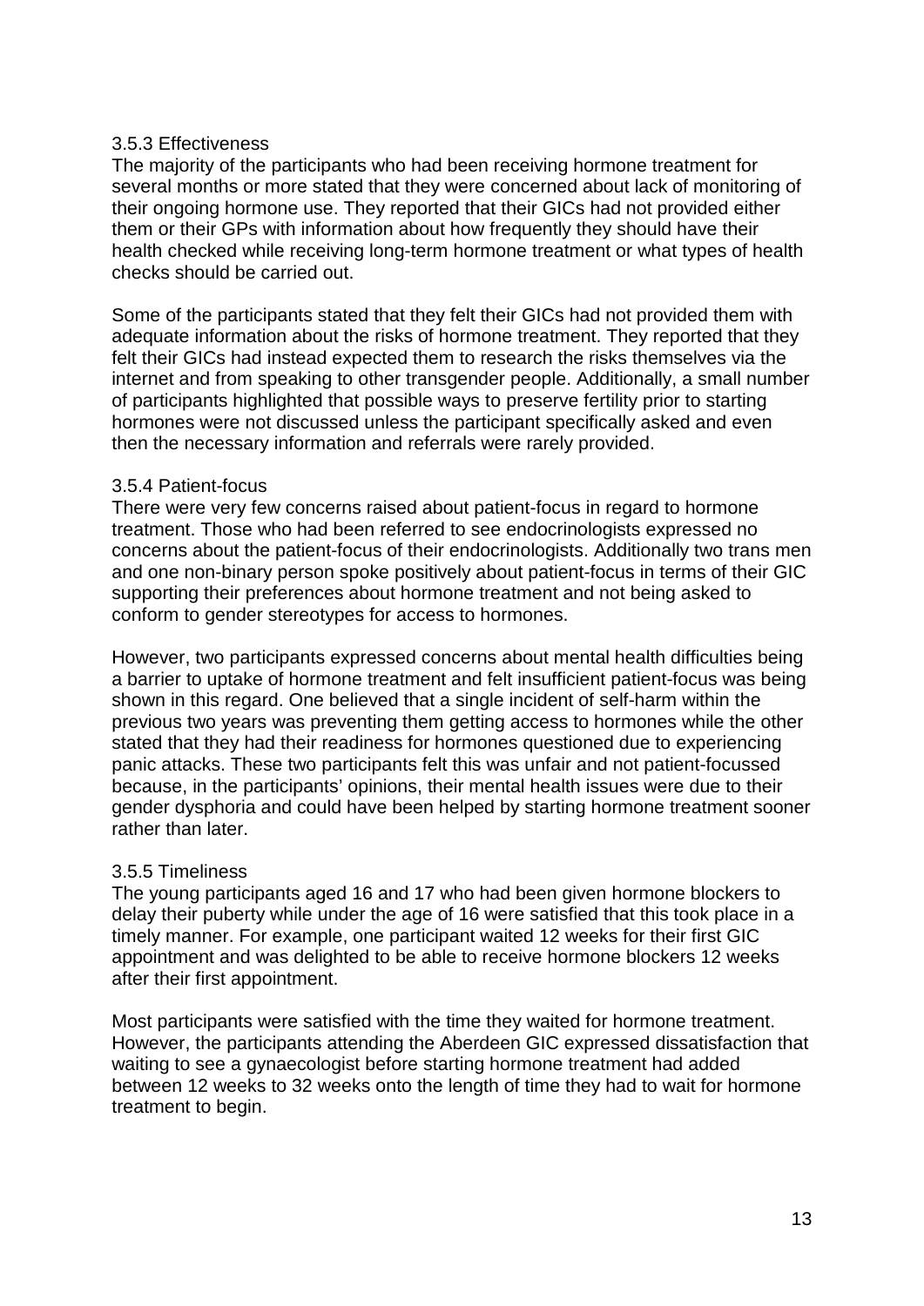### 3.5.3 Effectiveness

The majority of the participants who had been receiving hormone treatment for several months or more stated that they were concerned about lack of monitoring of their ongoing hormone use. They reported that their GICs had not provided either them or their GPs with information about how frequently they should have their health checked while receiving long-term hormone treatment or what types of health checks should be carried out.

Some of the participants stated that they felt their GICs had not provided them with adequate information about the risks of hormone treatment. They reported that they felt their GICs had instead expected them to research the risks themselves via the internet and from speaking to other transgender people. Additionally, a small number of participants highlighted that possible ways to preserve fertility prior to starting hormones were not discussed unless the participant specifically asked and even then the necessary information and referrals were rarely provided.

### 3.5.4 Patient-focus

There were very few concerns raised about patient-focus in regard to hormone treatment. Those who had been referred to see endocrinologists expressed no concerns about the patient-focus of their endocrinologists. Additionally two trans men and one non-binary person spoke positively about patient-focus in terms of their GIC supporting their preferences about hormone treatment and not being asked to conform to gender stereotypes for access to hormones.

However, two participants expressed concerns about mental health difficulties being a barrier to uptake of hormone treatment and felt insufficient patient-focus was being shown in this regard. One believed that a single incident of self-harm within the previous two years was preventing them getting access to hormones while the other stated that they had their readiness for hormones questioned due to experiencing panic attacks. These two participants felt this was unfair and not patient-focussed because, in the participants' opinions, their mental health issues were due to their gender dysphoria and could have been helped by starting hormone treatment sooner rather than later.

### 3.5.5 Timeliness

The young participants aged 16 and 17 who had been given hormone blockers to delay their puberty while under the age of 16 were satisfied that this took place in a timely manner. For example, one participant waited 12 weeks for their first GIC appointment and was delighted to be able to receive hormone blockers 12 weeks after their first appointment.

Most participants were satisfied with the time they waited for hormone treatment. However, the participants attending the Aberdeen GIC expressed dissatisfaction that waiting to see a gynaecologist before starting hormone treatment had added between 12 weeks to 32 weeks onto the length of time they had to wait for hormone treatment to begin.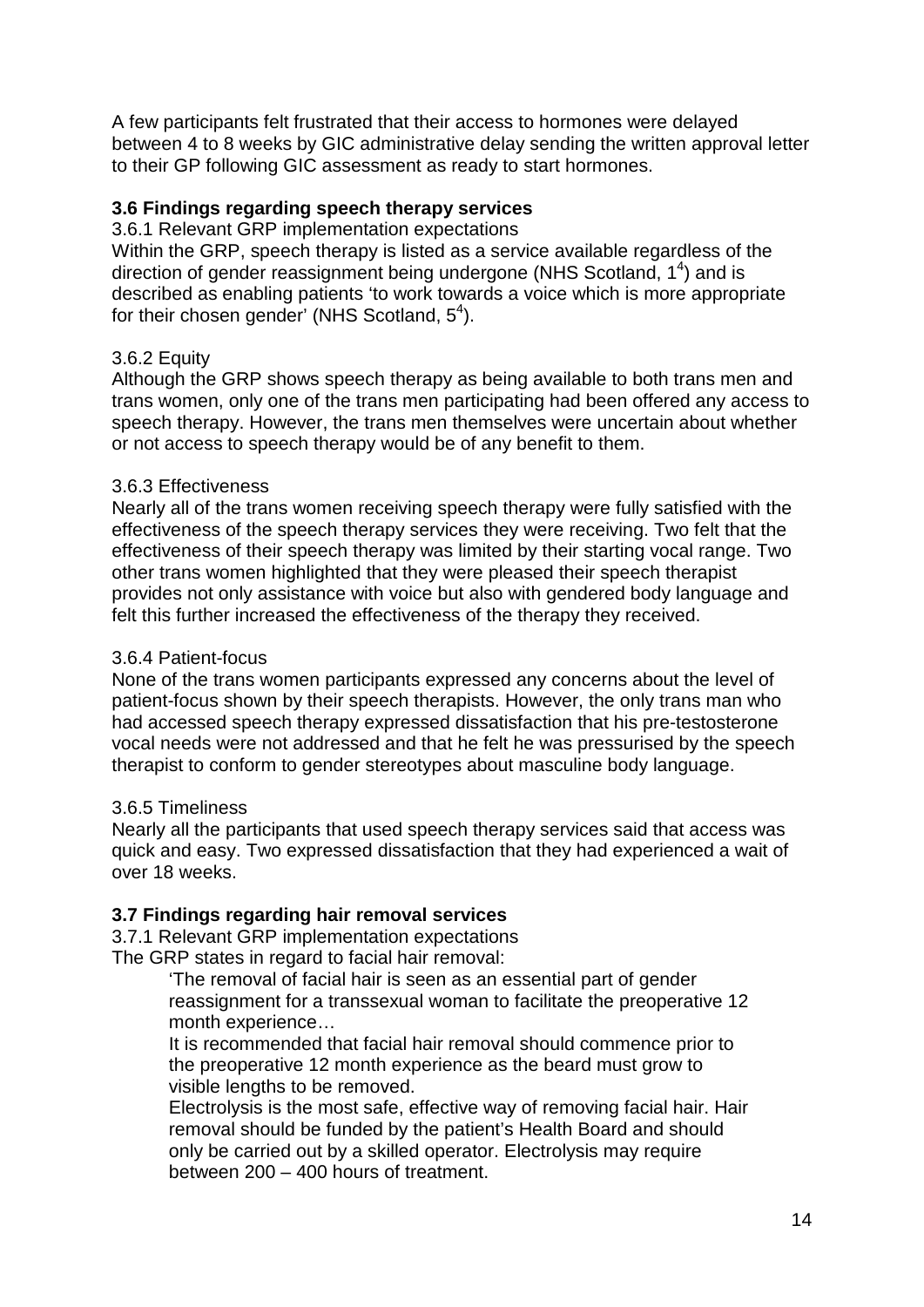A few participants felt frustrated that their access to hormones were delayed between 4 to 8 weeks by GIC administrative delay sending the written approval letter to their GP following GIC assessment as ready to start hormones.

### 3.6 Findings regarding speech therapy services

3.6.1 Relevant GRP implementation expectations

Within the GRP, speech therapy is listed as a service available regardless of the direction of gender reassignment being undergone (NHS Scotland, 1[4]) and is described as enabling patients 'to work towards a voice which is more appropriate for their chosen gender' (NHS Scotland, 5[4]).

3.6.2 Equity

Although the GRP shows speech therapy as being available to both trans men and trans women, only one of the trans men participating had been offered any access to speech therapy. However, the trans men themselves were uncertain about whether or not access to speech therapy would be of any benefit to them.

3.6.3 Effectiveness

Nearly all of the trans women receiving speech therapy were fully satisfied with the effectiveness of the speech therapy services they were receiving. Two felt that the effectiveness of their speech therapy was limited by their starting vocal range. Two other trans women highlighted that they were pleased their speech therapist provides not only assistance with voice but also with gendered body language and felt this further increased the effectiveness of the therapy they received.

3.6.4 Patient-focus

None of the trans women participants expressed any concerns about the level of patient-focus shown by their speech therapists. However, the only trans man who had accessed speech therapy expressed dissatisfaction that his pre-testosterone vocal needs were not addressed and that he felt he was pressurised by the speech therapist to conform to gender stereotypes about masculine body language.

3.6.5 Timeliness

Nearly all the participants that used speech therapy services said that access was quick and easy. Two expressed dissatisfaction that they had experienced a wait of over 18 weeks.

### 3.7 Findings regarding hair removal services

3.7.1 Relevant GRP implementation expectations

The GRP states in regard to facial hair removal:

> 'The removal of facial hair is seen as an essential part of gender reassignment for a transsexual woman to facilitate the preoperative 12 month experience…
>
> It is recommended that facial hair removal should commence prior to the preoperative 12 month experience as the beard must grow to visible lengths to be removed.
>
> Electrolysis is the most safe, effective way of removing facial hair. Hair removal should be funded by the patient's Health Board and should only be carried out by a skilled operator. Electrolysis may require between 200 – 400 hours of treatment.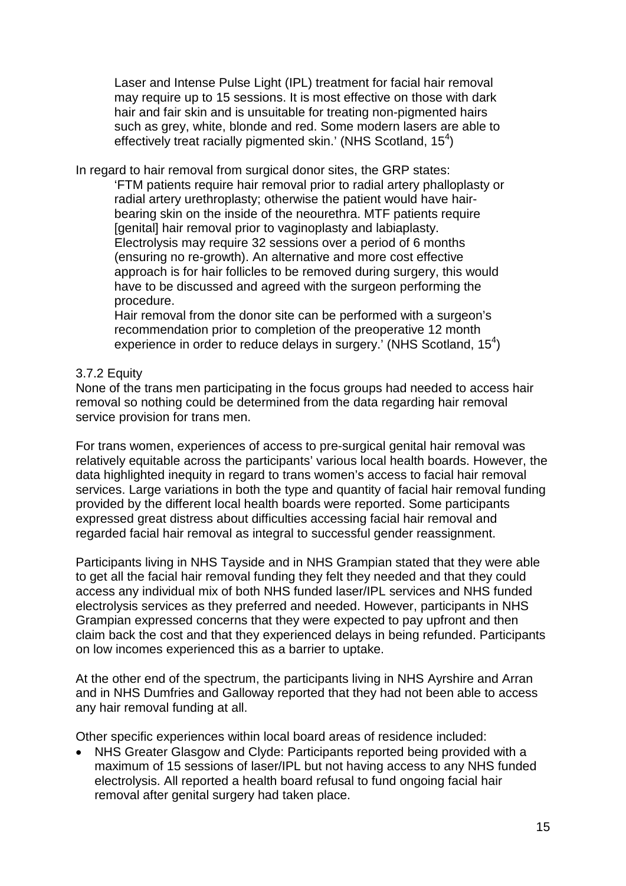> Laser and Intense Pulse Light (IPL) treatment for facial hair removal may require up to 15 sessions. It is most effective on those with dark hair and fair skin and is unsuitable for treating non-pigmented hairs such as grey, white, blonde and red. Some modern lasers are able to effectively treat racially pigmented skin.' (NHS Scotland, 15[4])

In regard to hair removal from surgical donor sites, the GRP states:

> 'FTM patients require hair removal prior to radial artery phalloplasty or radial artery urethroplasty; otherwise the patient would have hair-bearing skin on the inside of the neourethra. MTF patients require [genital] hair removal prior to vaginoplasty and labiaplasty. Electrolysis may require 32 sessions over a period of 6 months (ensuring no re-growth). An alternative and more cost effective approach is for hair follicles to be removed during surgery, this would have to be discussed and agreed with the surgeon performing the procedure.
>
> Hair removal from the donor site can be performed with a surgeon's recommendation prior to completion of the preoperative 12 month experience in order to reduce delays in surgery.' (NHS Scotland, 15[4])

### 3.7.2 Equity

None of the trans men participating in the focus groups had needed to access hair removal so nothing could be determined from the data regarding hair removal service provision for trans men.

For trans women, experiences of access to pre-surgical genital hair removal was relatively equitable across the participants' various local health boards. However, the data highlighted inequity in regard to trans women's access to facial hair removal services. Large variations in both the type and quantity of facial hair removal funding provided by the different local health boards were reported. Some participants expressed great distress about difficulties accessing facial hair removal and regarded facial hair removal as integral to successful gender reassignment.

Participants living in NHS Tayside and in NHS Grampian stated that they were able to get all the facial hair removal funding they felt they needed and that they could access any individual mix of both NHS funded laser/IPL services and NHS funded electrolysis services as they preferred and needed. However, participants in NHS Grampian expressed concerns that they were expected to pay upfront and then claim back the cost and that they experienced delays in being refunded. Participants on low incomes experienced this as a barrier to uptake.

At the other end of the spectrum, the participants living in NHS Ayrshire and Arran and in NHS Dumfries and Galloway reported that they had not been able to access any hair removal funding at all.

Other specific experiences within local board areas of residence included:

- NHS Greater Glasgow and Clyde: Participants reported being provided with a maximum of 15 sessions of laser/IPL but not having access to any NHS funded electrolysis. All reported a health board refusal to fund ongoing facial hair removal after genital surgery had taken place.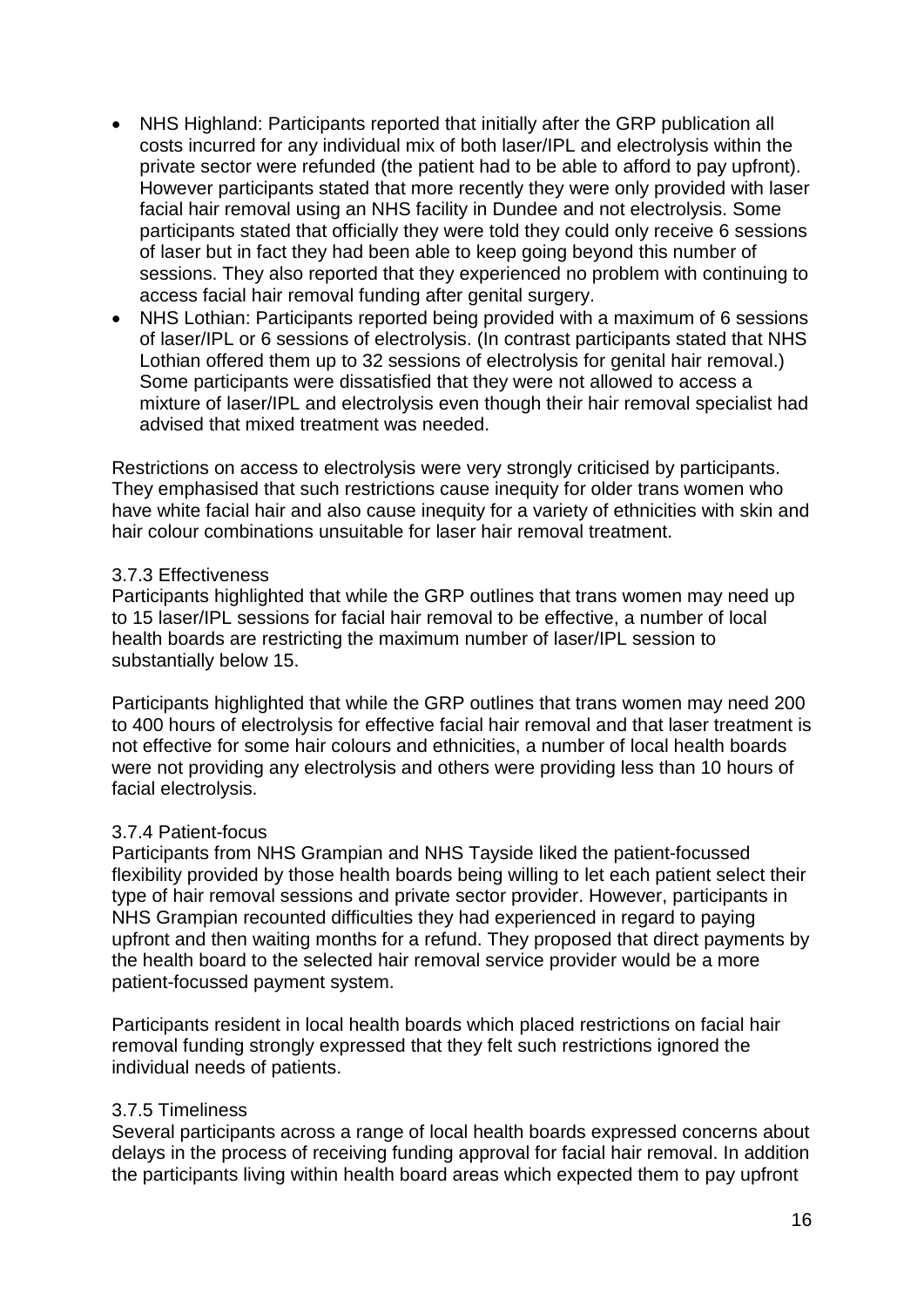- NHS Highland: Participants reported that initially after the GRP publication all costs incurred for any individual mix of both laser/IPL and electrolysis within the private sector were refunded (the patient had to be able to afford to pay upfront). However participants stated that more recently they were only provided with laser facial hair removal using an NHS facility in Dundee and not electrolysis. Some participants stated that officially they were told they could only receive 6 sessions of laser but in fact they had been able to keep going beyond this number of sessions. They also reported that they experienced no problem with continuing to access facial hair removal funding after genital surgery.
- NHS Lothian: Participants reported being provided with a maximum of 6 sessions of laser/IPL or 6 sessions of electrolysis. (In contrast participants stated that NHS Lothian offered them up to 32 sessions of electrolysis for genital hair removal.) Some participants were dissatisfied that they were not allowed to access a mixture of laser/IPL and electrolysis even though their hair removal specialist had advised that mixed treatment was needed.

Restrictions on access to electrolysis were very strongly criticised by participants. They emphasised that such restrictions cause inequity for older trans women who have white facial hair and also cause inequity for a variety of ethnicities with skin and hair colour combinations unsuitable for laser hair removal treatment.

### 3.7.3 Effectiveness

Participants highlighted that while the GRP outlines that trans women may need up to 15 laser/IPL sessions for facial hair removal to be effective, a number of local health boards are restricting the maximum number of laser/IPL session to substantially below 15.

Participants highlighted that while the GRP outlines that trans women may need 200 to 400 hours of electrolysis for effective facial hair removal and that laser treatment is not effective for some hair colours and ethnicities, a number of local health boards were not providing any electrolysis and others were providing less than 10 hours of facial electrolysis.

### 3.7.4 Patient-focus

Participants from NHS Grampian and NHS Tayside liked the patient-focussed flexibility provided by those health boards being willing to let each patient select their type of hair removal sessions and private sector provider. However, participants in NHS Grampian recounted difficulties they had experienced in regard to paying upfront and then waiting months for a refund. They proposed that direct payments by the health board to the selected hair removal service provider would be a more patient-focussed payment system.

Participants resident in local health boards which placed restrictions on facial hair removal funding strongly expressed that they felt such restrictions ignored the individual needs of patients.

### 3.7.5 Timeliness

Several participants across a range of local health boards expressed concerns about delays in the process of receiving funding approval for facial hair removal. In addition the participants living within health board areas which expected them to pay upfront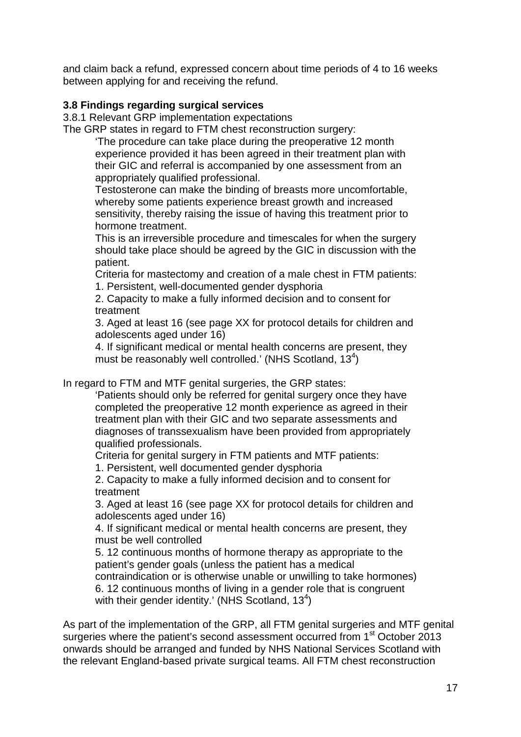and claim back a refund, expressed concern about time periods of 4 to 16 weeks between applying for and receiving the refund.

### 3.8 Findings regarding surgical services

3.8.1 Relevant GRP implementation expectations

The GRP states in regard to FTM chest reconstruction surgery:

> 'The procedure can take place during the preoperative 12 month experience provided it has been agreed in their treatment plan with their GIC and referral is accompanied by one assessment from an appropriately qualified professional.
>
> Testosterone can make the binding of breasts more uncomfortable, whereby some patients experience breast growth and increased sensitivity, thereby raising the issue of having this treatment prior to hormone treatment.
>
> This is an irreversible procedure and timescales for when the surgery should take place should be agreed by the GIC in discussion with the patient.
>
> Criteria for mastectomy and creation of a male chest in FTM patients:
>
> 1. Persistent, well-documented gender dysphoria
> 2. Capacity to make a fully informed decision and to consent for treatment
> 3. Aged at least 16 (see page XX for protocol details for children and adolescents aged under 16)
> 4. If significant medical or mental health concerns are present, they must be reasonably well controlled.' (NHS Scotland, 13[4])

In regard to FTM and MTF genital surgeries, the GRP states:

> 'Patients should only be referred for genital surgery once they have completed the preoperative 12 month experience as agreed in their treatment plan with their GIC and two separate assessments and diagnoses of transsexualism have been provided from appropriately qualified professionals.
>
> Criteria for genital surgery in FTM patients and MTF patients:
>
> 1. Persistent, well documented gender dysphoria
> 2. Capacity to make a fully informed decision and to consent for treatment
> 3. Aged at least 16 (see page XX for protocol details for children and adolescents aged under 16)
> 4. If significant medical or mental health concerns are present, they must be well controlled
> 5. 12 continuous months of hormone therapy as appropriate to the patient's gender goals (unless the patient has a medical contraindication or is otherwise unable or unwilling to take hormones)
> 6. 12 continuous months of living in a gender role that is congruent with their gender identity.' (NHS Scotland, 13[4])

As part of the implementation of the GRP, all FTM genital surgeries and MTF genital surgeries where the patient's second assessment occurred from 1st October 2013 onwards should be arranged and funded by NHS National Services Scotland with the relevant England-based private surgical teams. All FTM chest reconstruction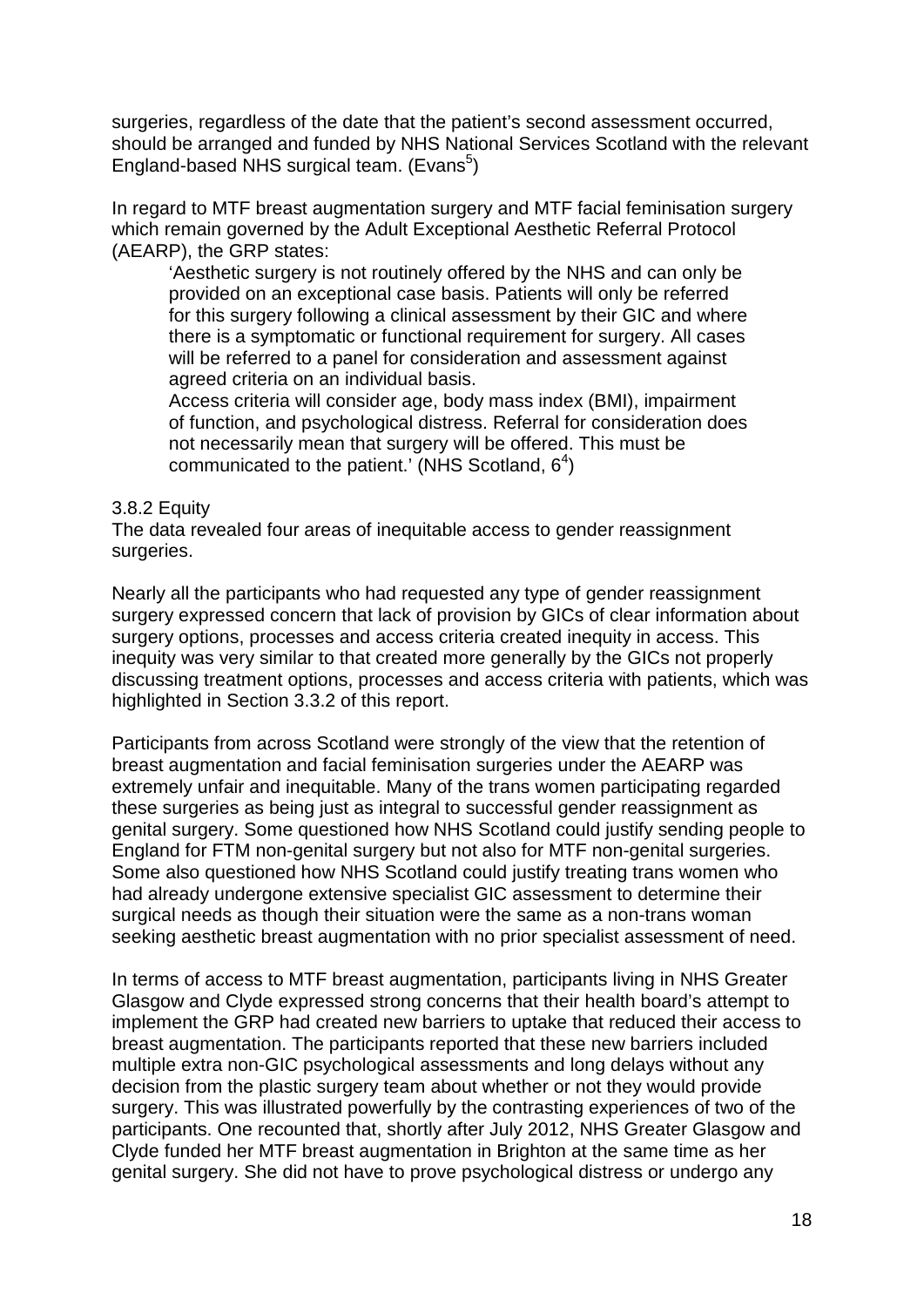surgeries, regardless of the date that the patient's second assessment occurred, should be arranged and funded by NHS National Services Scotland with the relevant England-based NHS surgical team. (Evans[5])

In regard to MTF breast augmentation surgery and MTF facial feminisation surgery which remain governed by the Adult Exceptional Aesthetic Referral Protocol (AEARP), the GRP states:

> 'Aesthetic surgery is not routinely offered by the NHS and can only be provided on an exceptional case basis. Patients will only be referred for this surgery following a clinical assessment by their GIC and where there is a symptomatic or functional requirement for surgery. All cases will be referred to a panel for consideration and assessment against agreed criteria on an individual basis.
> Access criteria will consider age, body mass index (BMI), impairment of function, and psychological distress. Referral for consideration does not necessarily mean that surgery will be offered. This must be communicated to the patient.' (NHS Scotland, 6[4])

3.8.2 Equity

The data revealed four areas of inequitable access to gender reassignment surgeries.

Nearly all the participants who had requested any type of gender reassignment surgery expressed concern that lack of provision by GICs of clear information about surgery options, processes and access criteria created inequity in access. This inequity was very similar to that created more generally by the GICs not properly discussing treatment options, processes and access criteria with patients, which was highlighted in Section 3.3.2 of this report.

Participants from across Scotland were strongly of the view that the retention of breast augmentation and facial feminisation surgeries under the AEARP was extremely unfair and inequitable. Many of the trans women participating regarded these surgeries as being just as integral to successful gender reassignment as genital surgery. Some questioned how NHS Scotland could justify sending people to England for FTM non-genital surgery but not also for MTF non-genital surgeries. Some also questioned how NHS Scotland could justify treating trans women who had already undergone extensive specialist GIC assessment to determine their surgical needs as though their situation were the same as a non-trans woman seeking aesthetic breast augmentation with no prior specialist assessment of need.

In terms of access to MTF breast augmentation, participants living in NHS Greater Glasgow and Clyde expressed strong concerns that their health board's attempt to implement the GRP had created new barriers to uptake that reduced their access to breast augmentation. The participants reported that these new barriers included multiple extra non-GIC psychological assessments and long delays without any decision from the plastic surgery team about whether or not they would provide surgery. This was illustrated powerfully by the contrasting experiences of two of the participants. One recounted that, shortly after July 2012, NHS Greater Glasgow and Clyde funded her MTF breast augmentation in Brighton at the same time as her genital surgery. She did not have to prove psychological distress or undergo any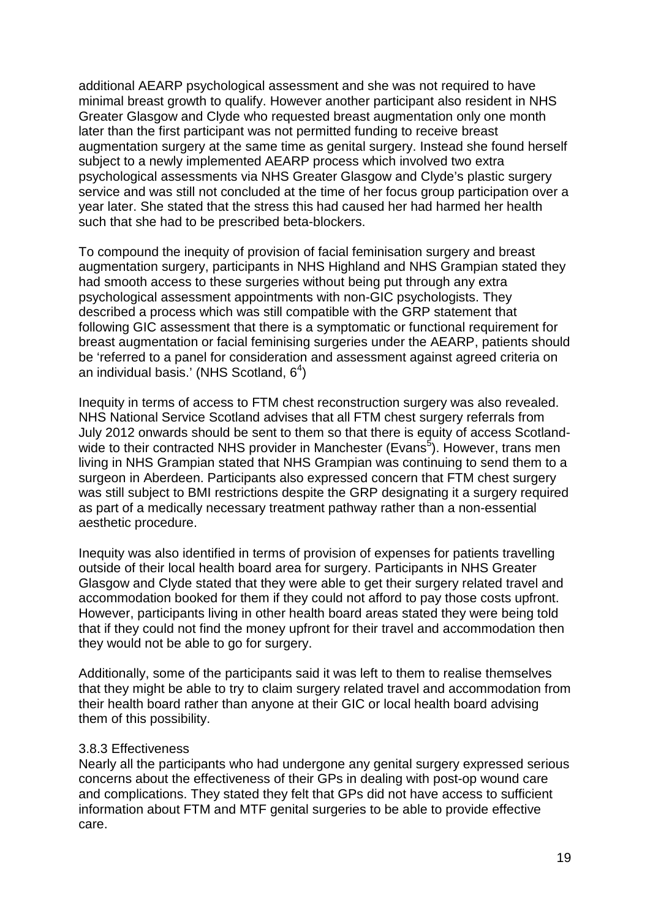additional AEARP psychological assessment and she was not required to have minimal breast growth to qualify. However another participant also resident in NHS Greater Glasgow and Clyde who requested breast augmentation only one month later than the first participant was not permitted funding to receive breast augmentation surgery at the same time as genital surgery. Instead she found herself subject to a newly implemented AEARP process which involved two extra psychological assessments via NHS Greater Glasgow and Clyde's plastic surgery service and was still not concluded at the time of her focus group participation over a year later. She stated that the stress this had caused her had harmed her health such that she had to be prescribed beta-blockers.

To compound the inequity of provision of facial feminisation surgery and breast augmentation surgery, participants in NHS Highland and NHS Grampian stated they had smooth access to these surgeries without being put through any extra psychological assessment appointments with non-GIC psychologists. They described a process which was still compatible with the GRP statement that following GIC assessment that there is a symptomatic or functional requirement for breast augmentation or facial feminising surgeries under the AEARP, patients should be 'referred to a panel for consideration and assessment against agreed criteria on an individual basis.' (NHS Scotland, 6[4])

Inequity in terms of access to FTM chest reconstruction surgery was also revealed. NHS National Service Scotland advises that all FTM chest surgery referrals from July 2012 onwards should be sent to them so that there is equity of access Scotland-wide to their contracted NHS provider in Manchester (Evans[5]). However, trans men living in NHS Grampian stated that NHS Grampian was continuing to send them to a surgeon in Aberdeen. Participants also expressed concern that FTM chest surgery was still subject to BMI restrictions despite the GRP designating it a surgery required as part of a medically necessary treatment pathway rather than a non-essential aesthetic procedure.

Inequity was also identified in terms of provision of expenses for patients travelling outside of their local health board area for surgery. Participants in NHS Greater Glasgow and Clyde stated that they were able to get their surgery related travel and accommodation booked for them if they could not afford to pay those costs upfront. However, participants living in other health board areas stated they were being told that if they could not find the money upfront for their travel and accommodation then they would not be able to go for surgery.

Additionally, some of the participants said it was left to them to realise themselves that they might be able to try to claim surgery related travel and accommodation from their health board rather than anyone at their GIC or local health board advising them of this possibility.

### 3.8.3 Effectiveness

Nearly all the participants who had undergone any genital surgery expressed serious concerns about the effectiveness of their GPs in dealing with post-op wound care and complications. They stated they felt that GPs did not have access to sufficient information about FTM and MTF genital surgeries to be able to provide effective care.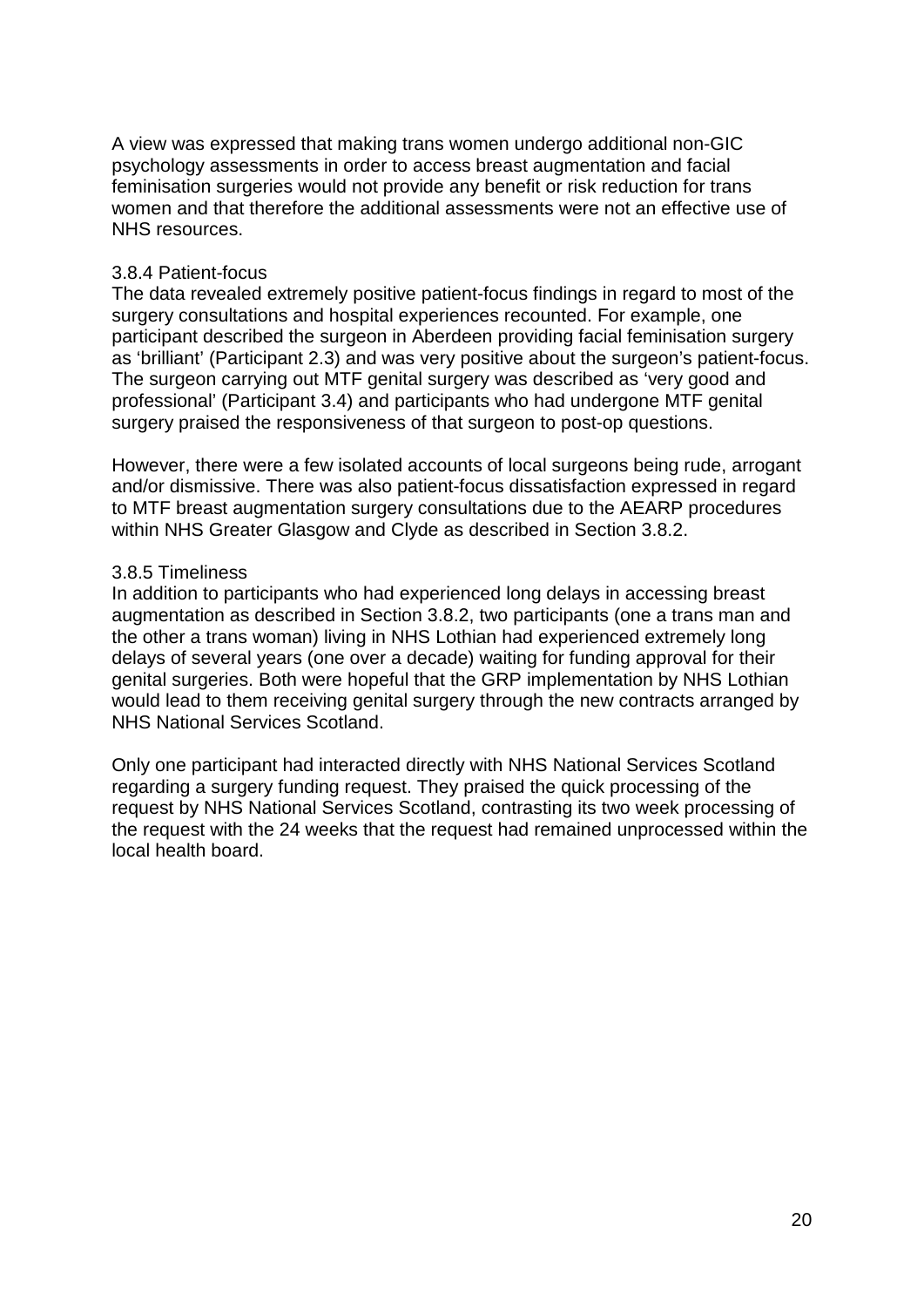A view was expressed that making trans women undergo additional non-GIC psychology assessments in order to access breast augmentation and facial feminisation surgeries would not provide any benefit or risk reduction for trans women and that therefore the additional assessments were not an effective use of NHS resources.

### 3.8.4 Patient-focus

The data revealed extremely positive patient-focus findings in regard to most of the surgery consultations and hospital experiences recounted. For example, one participant described the surgeon in Aberdeen providing facial feminisation surgery as 'brilliant' (Participant 2.3) and was very positive about the surgeon's patient-focus. The surgeon carrying out MTF genital surgery was described as 'very good and professional' (Participant 3.4) and participants who had undergone MTF genital surgery praised the responsiveness of that surgeon to post-op questions.

However, there were a few isolated accounts of local surgeons being rude, arrogant and/or dismissive. There was also patient-focus dissatisfaction expressed in regard to MTF breast augmentation surgery consultations due to the AEARP procedures within NHS Greater Glasgow and Clyde as described in Section 3.8.2.

### 3.8.5 Timeliness

In addition to participants who had experienced long delays in accessing breast augmentation as described in Section 3.8.2, two participants (one a trans man and the other a trans woman) living in NHS Lothian had experienced extremely long delays of several years (one over a decade) waiting for funding approval for their genital surgeries. Both were hopeful that the GRP implementation by NHS Lothian would lead to them receiving genital surgery through the new contracts arranged by NHS National Services Scotland.

Only one participant had interacted directly with NHS National Services Scotland regarding a surgery funding request. They praised the quick processing of the request by NHS National Services Scotland, contrasting its two week processing of the request with the 24 weeks that the request had remained unprocessed within the local health board.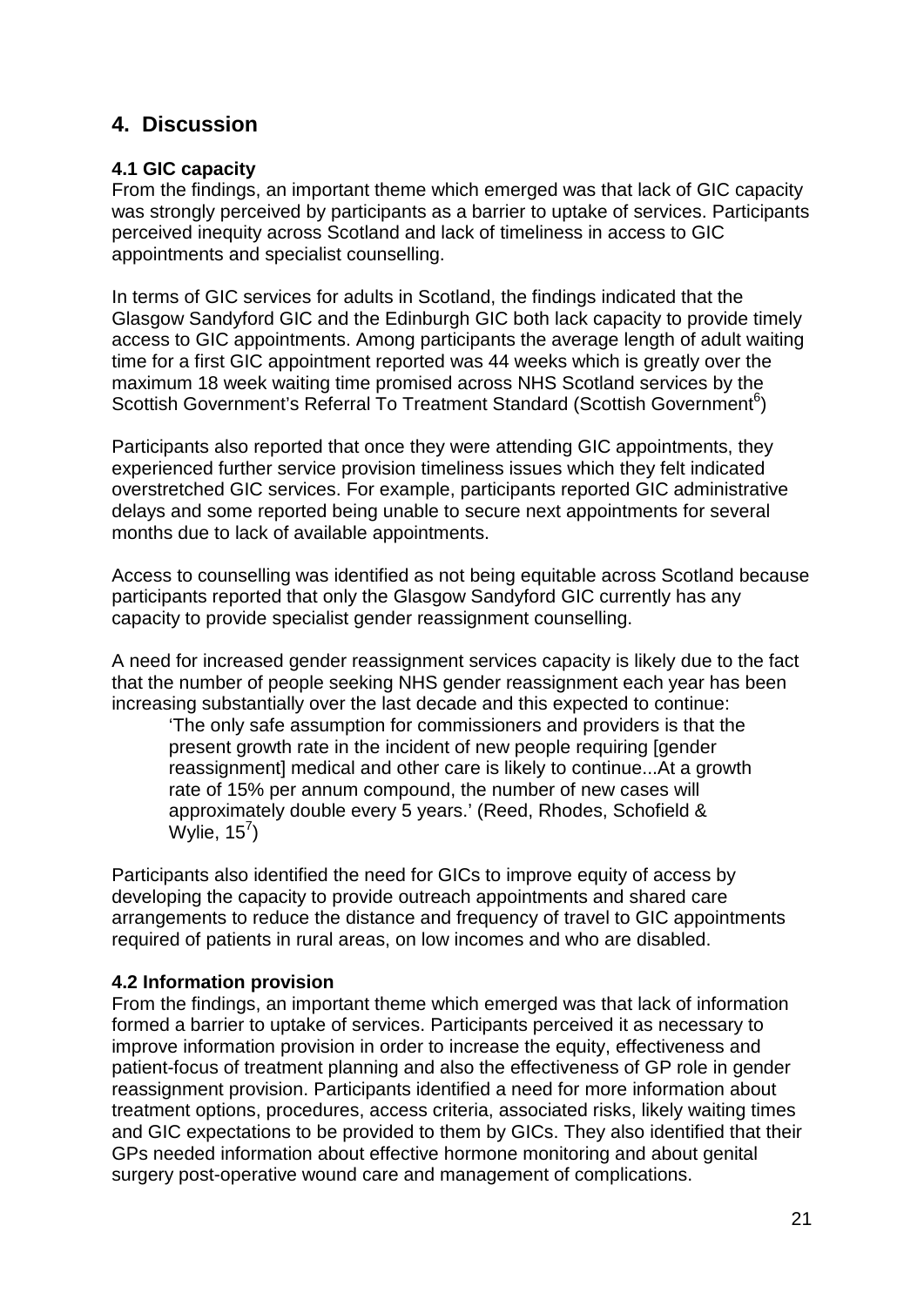## 4. Discussion

### 4.1 GIC capacity

From the findings, an important theme which emerged was that lack of GIC capacity was strongly perceived by participants as a barrier to uptake of services. Participants perceived inequity across Scotland and lack of timeliness in access to GIC appointments and specialist counselling.

In terms of GIC services for adults in Scotland, the findings indicated that the Glasgow Sandyford GIC and the Edinburgh GIC both lack capacity to provide timely access to GIC appointments. Among participants the average length of adult waiting time for a first GIC appointment reported was 44 weeks which is greatly over the maximum 18 week waiting time promised across NHS Scotland services by the Scottish Government's Referral To Treatment Standard (Scottish Government[6])

Participants also reported that once they were attending GIC appointments, they experienced further service provision timeliness issues which they felt indicated overstretched GIC services. For example, participants reported GIC administrative delays and some reported being unable to secure next appointments for several months due to lack of available appointments.

Access to counselling was identified as not being equitable across Scotland because participants reported that only the Glasgow Sandyford GIC currently has any capacity to provide specialist gender reassignment counselling.

A need for increased gender reassignment services capacity is likely due to the fact that the number of people seeking NHS gender reassignment each year has been increasing substantially over the last decade and this expected to continue:

> 'The only safe assumption for commissioners and providers is that the present growth rate in the incident of new people requiring [gender reassignment] medical and other care is likely to continue...At a growth rate of 15% per annum compound, the number of new cases will approximately double every 5 years.' (Reed, Rhodes, Schofield & Wylie, 15[7])

Participants also identified the need for GICs to improve equity of access by developing the capacity to provide outreach appointments and shared care arrangements to reduce the distance and frequency of travel to GIC appointments required of patients in rural areas, on low incomes and who are disabled.

### 4.2 Information provision

From the findings, an important theme which emerged was that lack of information formed a barrier to uptake of services. Participants perceived it as necessary to improve information provision in order to increase the equity, effectiveness and patient-focus of treatment planning and also the effectiveness of GP role in gender reassignment provision. Participants identified a need for more information about treatment options, procedures, access criteria, associated risks, likely waiting times and GIC expectations to be provided to them by GICs. They also identified that their GPs needed information about effective hormone monitoring and about genital surgery post-operative wound care and management of complications.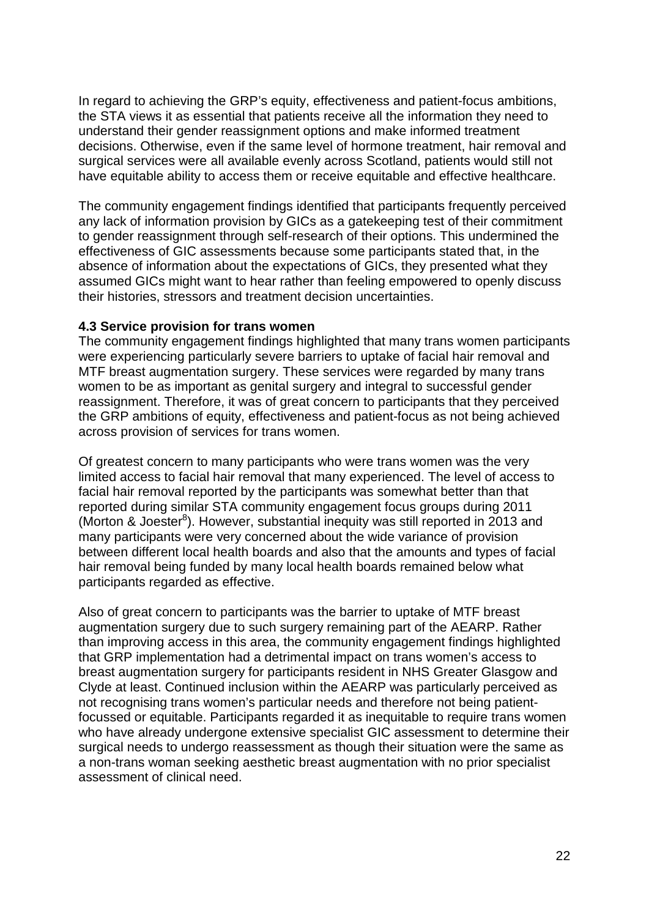In regard to achieving the GRP's equity, effectiveness and patient-focus ambitions, the STA views it as essential that patients receive all the information they need to understand their gender reassignment options and make informed treatment decisions. Otherwise, even if the same level of hormone treatment, hair removal and surgical services were all available evenly across Scotland, patients would still not have equitable ability to access them or receive equitable and effective healthcare.

The community engagement findings identified that participants frequently perceived any lack of information provision by GICs as a gatekeeping test of their commitment to gender reassignment through self-research of their options. This undermined the effectiveness of GIC assessments because some participants stated that, in the absence of information about the expectations of GICs, they presented what they assumed GICs might want to hear rather than feeling empowered to openly discuss their histories, stressors and treatment decision uncertainties.

### 4.3 Service provision for trans women

The community engagement findings highlighted that many trans women participants were experiencing particularly severe barriers to uptake of facial hair removal and MTF breast augmentation surgery. These services were regarded by many trans women to be as important as genital surgery and integral to successful gender reassignment. Therefore, it was of great concern to participants that they perceived the GRP ambitions of equity, effectiveness and patient-focus as not being achieved across provision of services for trans women.

Of greatest concern to many participants who were trans women was the very limited access to facial hair removal that many experienced. The level of access to facial hair removal reported by the participants was somewhat better than that reported during similar STA community engagement focus groups during 2011 (Morton & Joester[8]). However, substantial inequity was still reported in 2013 and many participants were very concerned about the wide variance of provision between different local health boards and also that the amounts and types of facial hair removal being funded by many local health boards remained below what participants regarded as effective.

Also of great concern to participants was the barrier to uptake of MTF breast augmentation surgery due to such surgery remaining part of the AEARP. Rather than improving access in this area, the community engagement findings highlighted that GRP implementation had a detrimental impact on trans women's access to breast augmentation surgery for participants resident in NHS Greater Glasgow and Clyde at least. Continued inclusion within the AEARP was particularly perceived as not recognising trans women's particular needs and therefore not being patient-focussed or equitable. Participants regarded it as inequitable to require trans women who have already undergone extensive specialist GIC assessment to determine their surgical needs to undergo reassessment as though their situation were the same as a non-trans woman seeking aesthetic breast augmentation with no prior specialist assessment of clinical need.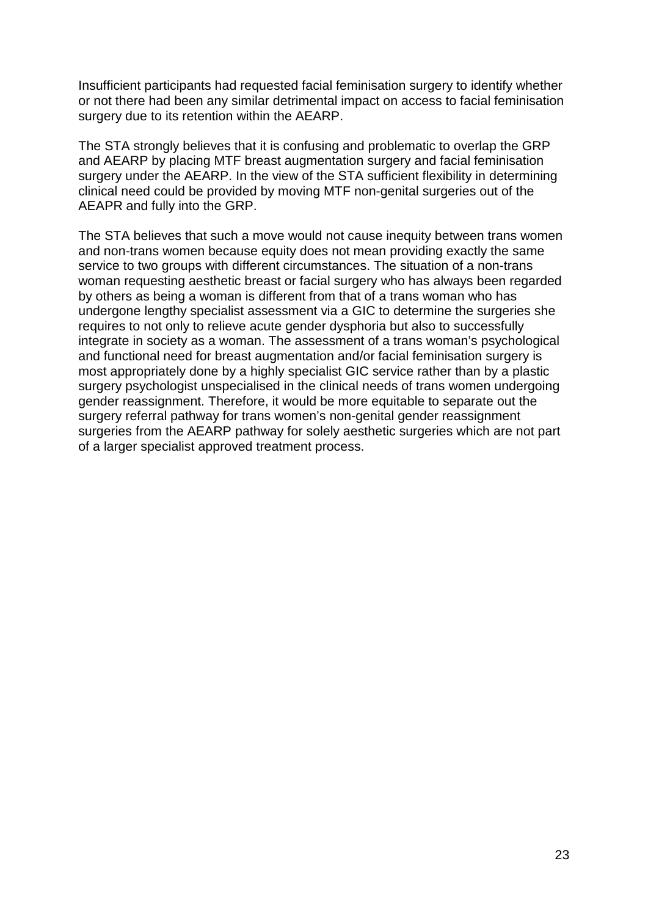Insufficient participants had requested facial feminisation surgery to identify whether or not there had been any similar detrimental impact on access to facial feminisation surgery due to its retention within the AEARP.

The STA strongly believes that it is confusing and problematic to overlap the GRP and AEARP by placing MTF breast augmentation surgery and facial feminisation surgery under the AEARP. In the view of the STA sufficient flexibility in determining clinical need could be provided by moving MTF non-genital surgeries out of the AEAPR and fully into the GRP.

The STA believes that such a move would not cause inequity between trans women and non-trans women because equity does not mean providing exactly the same service to two groups with different circumstances. The situation of a non-trans woman requesting aesthetic breast or facial surgery who has always been regarded by others as being a woman is different from that of a trans woman who has undergone lengthy specialist assessment via a GIC to determine the surgeries she requires to not only to relieve acute gender dysphoria but also to successfully integrate in society as a woman. The assessment of a trans woman's psychological and functional need for breast augmentation and/or facial feminisation surgery is most appropriately done by a highly specialist GIC service rather than by a plastic surgery psychologist unspecialised in the clinical needs of trans women undergoing gender reassignment. Therefore, it would be more equitable to separate out the surgery referral pathway for trans women's non-genital gender reassignment surgeries from the AEARP pathway for solely aesthetic surgeries which are not part of a larger specialist approved treatment process.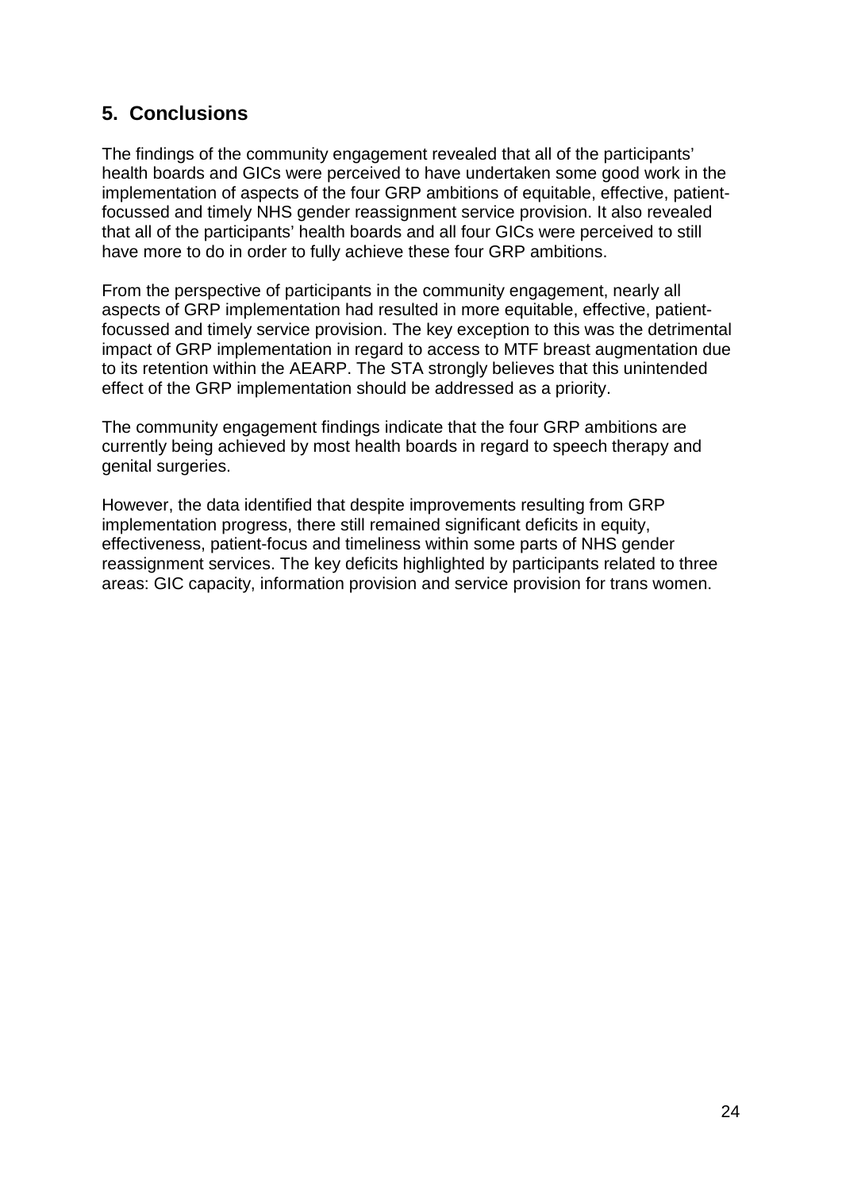## 5. Conclusions

The findings of the community engagement revealed that all of the participants' health boards and GICs were perceived to have undertaken some good work in the implementation of aspects of the four GRP ambitions of equitable, effective, patient-focussed and timely NHS gender reassignment service provision. It also revealed that all of the participants' health boards and all four GICs were perceived to still have more to do in order to fully achieve these four GRP ambitions.

From the perspective of participants in the community engagement, nearly all aspects of GRP implementation had resulted in more equitable, effective, patient-focussed and timely service provision. The key exception to this was the detrimental impact of GRP implementation in regard to access to MTF breast augmentation due to its retention within the AEARP. The STA strongly believes that this unintended effect of the GRP implementation should be addressed as a priority.

The community engagement findings indicate that the four GRP ambitions are currently being achieved by most health boards in regard to speech therapy and genital surgeries.

However, the data identified that despite improvements resulting from GRP implementation progress, there still remained significant deficits in equity, effectiveness, patient-focus and timeliness within some parts of NHS gender reassignment services. The key deficits highlighted by participants related to three areas: GIC capacity, information provision and service provision for trans women.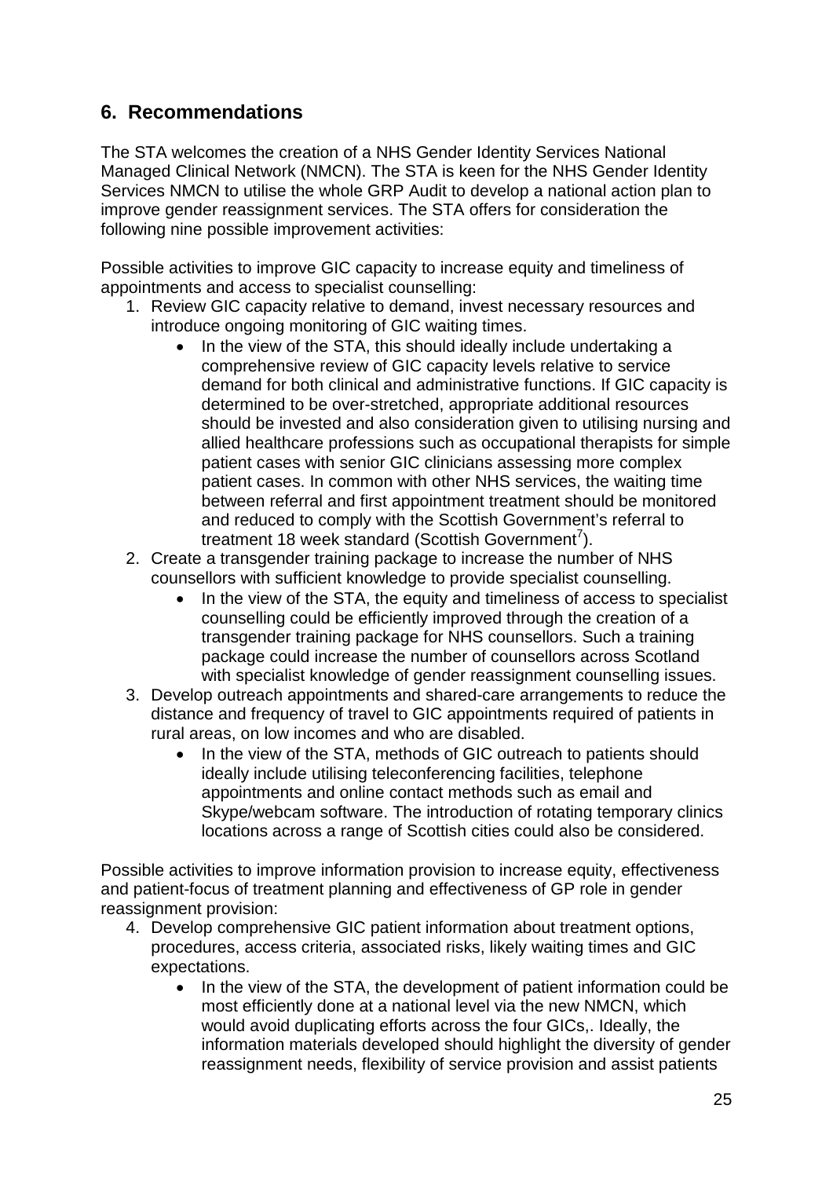## 6. Recommendations

The STA welcomes the creation of a NHS Gender Identity Services National Managed Clinical Network (NMCN). The STA is keen for the NHS Gender Identity Services NMCN to utilise the whole GRP Audit to develop a national action plan to improve gender reassignment services. The STA offers for consideration the following nine possible improvement activities:

Possible activities to improve GIC capacity to increase equity and timeliness of appointments and access to specialist counselling:

1. Review GIC capacity relative to demand, invest necessary resources and introduce ongoing monitoring of GIC waiting times.
   - In the view of the STA, this should ideally include undertaking a comprehensive review of GIC capacity levels relative to service demand for both clinical and administrative functions. If GIC capacity is determined to be over-stretched, appropriate additional resources should be invested and also consideration given to utilising nursing and allied healthcare professions such as occupational therapists for simple patient cases with senior GIC clinicians assessing more complex patient cases. In common with other NHS services, the waiting time between referral and first appointment treatment should be monitored and reduced to comply with the Scottish Government's referral to treatment 18 week standard (Scottish Government[7]).
2. Create a transgender training package to increase the number of NHS counsellors with sufficient knowledge to provide specialist counselling.
   - In the view of the STA, the equity and timeliness of access to specialist counselling could be efficiently improved through the creation of a transgender training package for NHS counsellors. Such a training package could increase the number of counsellors across Scotland with specialist knowledge of gender reassignment counselling issues.
3. Develop outreach appointments and shared-care arrangements to reduce the distance and frequency of travel to GIC appointments required of patients in rural areas, on low incomes and who are disabled.
   - In the view of the STA, methods of GIC outreach to patients should ideally include utilising teleconferencing facilities, telephone appointments and online contact methods such as email and Skype/webcam software. The introduction of rotating temporary clinics locations across a range of Scottish cities could also be considered.

Possible activities to improve information provision to increase equity, effectiveness and patient-focus of treatment planning and effectiveness of GP role in gender reassignment provision:

4. Develop comprehensive GIC patient information about treatment options, procedures, access criteria, associated risks, likely waiting times and GIC expectations.
   - In the view of the STA, the development of patient information could be most efficiently done at a national level via the new NMCN, which would avoid duplicating efforts across the four GICs,. Ideally, the information materials developed should highlight the diversity of gender reassignment needs, flexibility of service provision and assist patients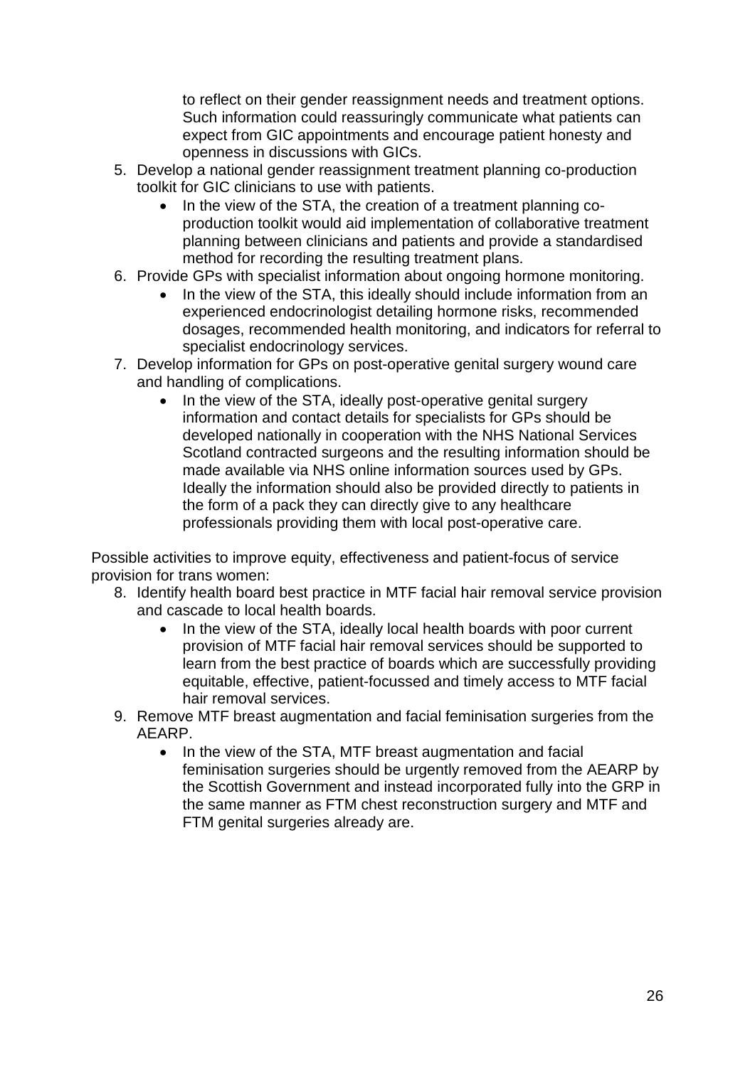to reflect on their gender reassignment needs and treatment options. Such information could reassuringly communicate what patients can expect from GIC appointments and encourage patient honesty and openness in discussions with GICs.

5. Develop a national gender reassignment treatment planning co-production toolkit for GIC clinicians to use with patients.
    - In the view of the STA, the creation of a treatment planning co-production toolkit would aid implementation of collaborative treatment planning between clinicians and patients and provide a standardised method for recording the resulting treatment plans.
6. Provide GPs with specialist information about ongoing hormone monitoring.
    - In the view of the STA, this ideally should include information from an experienced endocrinologist detailing hormone risks, recommended dosages, recommended health monitoring, and indicators for referral to specialist endocrinology services.
7. Develop information for GPs on post-operative genital surgery wound care and handling of complications.
    - In the view of the STA, ideally post-operative genital surgery information and contact details for specialists for GPs should be developed nationally in cooperation with the NHS National Services Scotland contracted surgeons and the resulting information should be made available via NHS online information sources used by GPs. Ideally the information should also be provided directly to patients in the form of a pack they can directly give to any healthcare professionals providing them with local post-operative care.

Possible activities to improve equity, effectiveness and patient-focus of service provision for trans women:

8. Identify health board best practice in MTF facial hair removal service provision and cascade to local health boards.
    - In the view of the STA, ideally local health boards with poor current provision of MTF facial hair removal services should be supported to learn from the best practice of boards which are successfully providing equitable, effective, patient-focussed and timely access to MTF facial hair removal services.
9. Remove MTF breast augmentation and facial feminisation surgeries from the AEARP.
    - In the view of the STA, MTF breast augmentation and facial feminisation surgeries should be urgently removed from the AEARP by the Scottish Government and instead incorporated fully into the GRP in the same manner as FTM chest reconstruction surgery and MTF and FTM genital surgeries already are.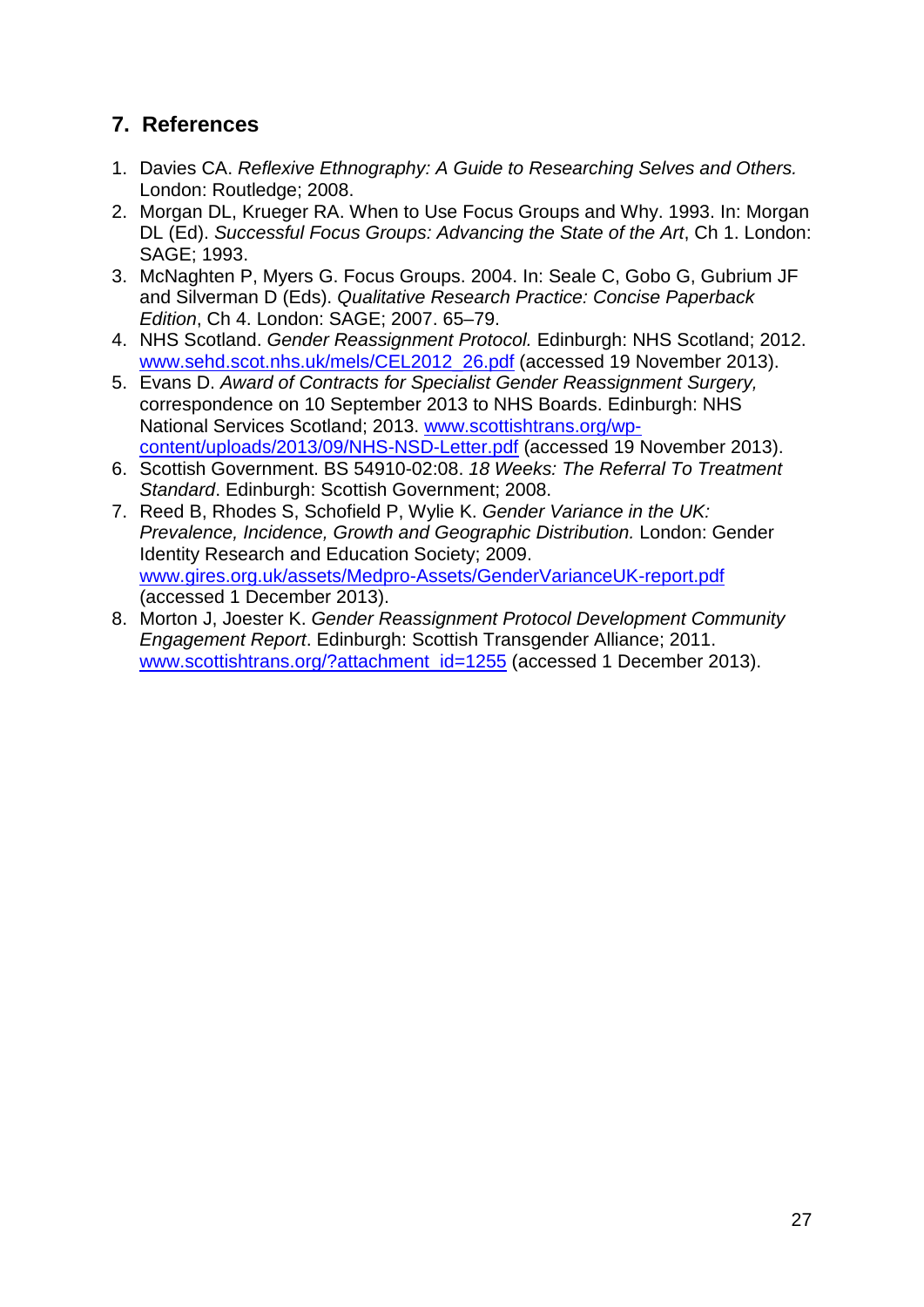## 7. References

1. Davies CA. *Reflexive Ethnography: A Guide to Researching Selves and Others.* London: Routledge; 2008.
2. Morgan DL, Krueger RA. When to Use Focus Groups and Why. 1993. In: Morgan DL (Ed). *Successful Focus Groups: Advancing the State of the Art*, Ch 1. London: SAGE; 1993.
3. McNaghten P, Myers G. Focus Groups. 2004. In: Seale C, Gobo G, Gubrium JF and Silverman D (Eds). *Qualitative Research Practice: Concise Paperback Edition*, Ch 4. London: SAGE; 2007. 65–79.
4. NHS Scotland. *Gender Reassignment Protocol.* Edinburgh: NHS Scotland; 2012. www.sehd.scot.nhs.uk/mels/CEL2012_26.pdf (accessed 19 November 2013).
5. Evans D. *Award of Contracts for Specialist Gender Reassignment Surgery,* correspondence on 10 September 2013 to NHS Boards. Edinburgh: NHS National Services Scotland; 2013. www.scottishtrans.org/wp-content/uploads/2013/09/NHS-NSD-Letter.pdf (accessed 19 November 2013).
6. Scottish Government. BS 54910-02:08. *18 Weeks: The Referral To Treatment Standard*. Edinburgh: Scottish Government; 2008.
7. Reed B, Rhodes S, Schofield P, Wylie K. *Gender Variance in the UK: Prevalence, Incidence, Growth and Geographic Distribution.* London: Gender Identity Research and Education Society; 2009. www.gires.org.uk/assets/Medpro-Assets/GenderVarianceUK-report.pdf (accessed 1 December 2013).
8. Morton J, Joester K. *Gender Reassignment Protocol Development Community Engagement Report*. Edinburgh: Scottish Transgender Alliance; 2011. www.scottishtrans.org/?attachment_id=1255 (accessed 1 December 2013).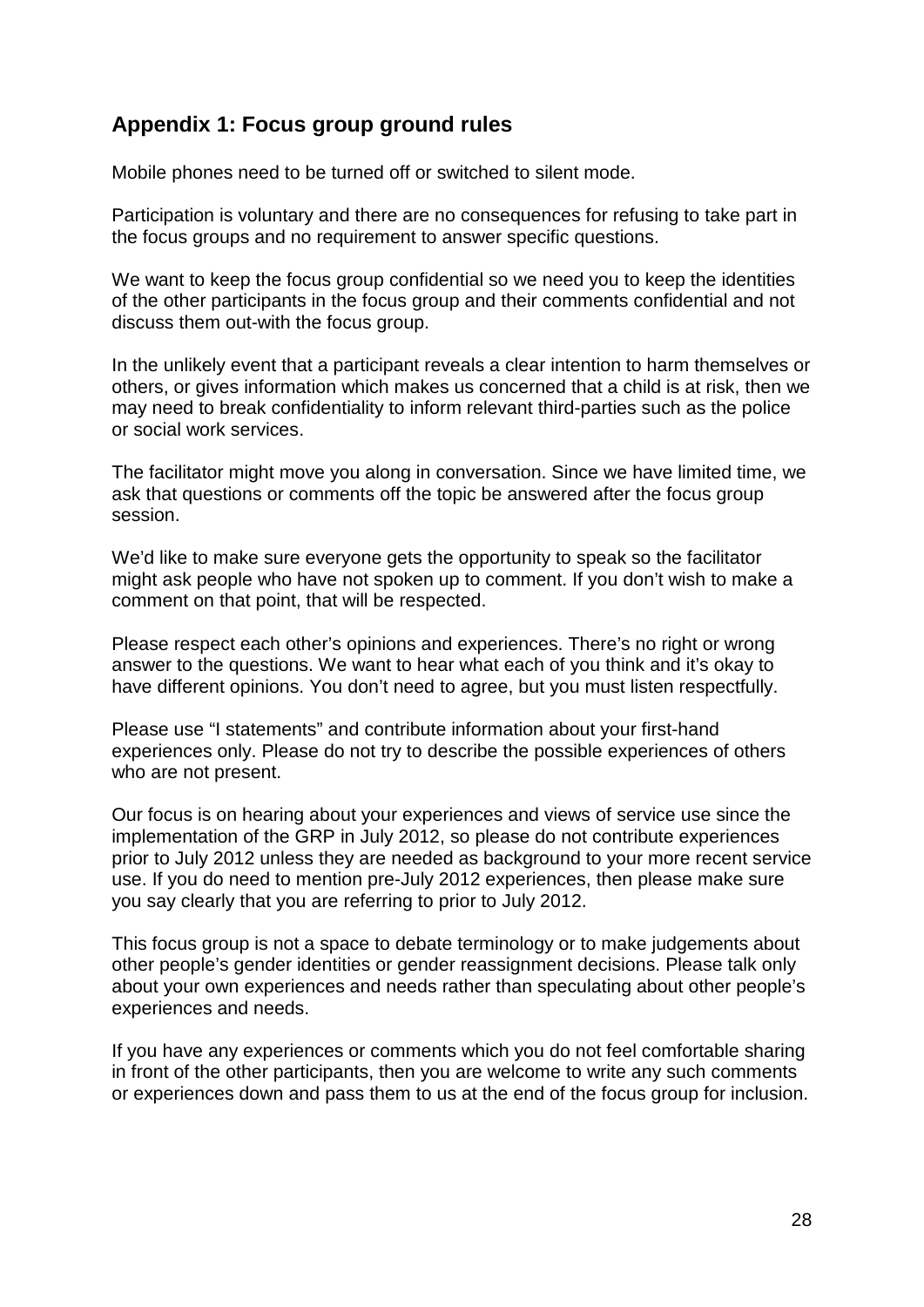## Appendix 1: Focus group ground rules

Mobile phones need to be turned off or switched to silent mode.

Participation is voluntary and there are no consequences for refusing to take part in the focus groups and no requirement to answer specific questions.

We want to keep the focus group confidential so we need you to keep the identities of the other participants in the focus group and their comments confidential and not discuss them out-with the focus group.

In the unlikely event that a participant reveals a clear intention to harm themselves or others, or gives information which makes us concerned that a child is at risk, then we may need to break confidentiality to inform relevant third-parties such as the police or social work services.

The facilitator might move you along in conversation. Since we have limited time, we ask that questions or comments off the topic be answered after the focus group session.

We'd like to make sure everyone gets the opportunity to speak so the facilitator might ask people who have not spoken up to comment. If you don't wish to make a comment on that point, that will be respected.

Please respect each other's opinions and experiences. There's no right or wrong answer to the questions. We want to hear what each of you think and it's okay to have different opinions. You don't need to agree, but you must listen respectfully.

Please use "I statements" and contribute information about your first-hand experiences only. Please do not try to describe the possible experiences of others who are not present.

Our focus is on hearing about your experiences and views of service use since the implementation of the GRP in July 2012, so please do not contribute experiences prior to July 2012 unless they are needed as background to your more recent service use. If you do need to mention pre-July 2012 experiences, then please make sure you say clearly that you are referring to prior to July 2012.

This focus group is not a space to debate terminology or to make judgements about other people's gender identities or gender reassignment decisions. Please talk only about your own experiences and needs rather than speculating about other people's experiences and needs.

If you have any experiences or comments which you do not feel comfortable sharing in front of the other participants, then you are welcome to write any such comments or experiences down and pass them to us at the end of the focus group for inclusion.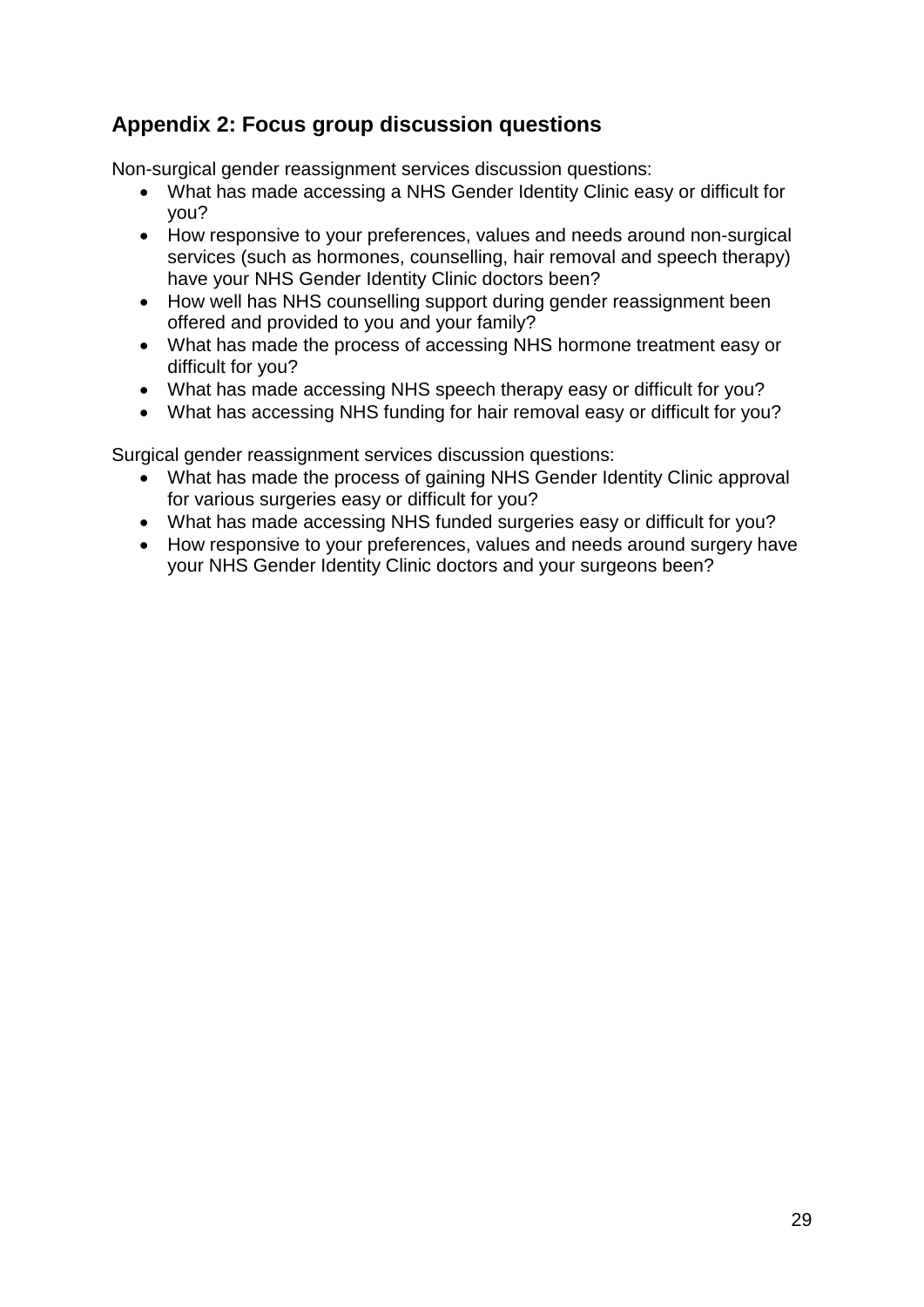## Appendix 2: Focus group discussion questions

Non-surgical gender reassignment services discussion questions:

- What has made accessing a NHS Gender Identity Clinic easy or difficult for you?
- How responsive to your preferences, values and needs around non-surgical services (such as hormones, counselling, hair removal and speech therapy) have your NHS Gender Identity Clinic doctors been?
- How well has NHS counselling support during gender reassignment been offered and provided to you and your family?
- What has made the process of accessing NHS hormone treatment easy or difficult for you?
- What has made accessing NHS speech therapy easy or difficult for you?
- What has accessing NHS funding for hair removal easy or difficult for you?

Surgical gender reassignment services discussion questions:

- What has made the process of gaining NHS Gender Identity Clinic approval for various surgeries easy or difficult for you?
- What has made accessing NHS funded surgeries easy or difficult for you?
- How responsive to your preferences, values and needs around surgery have your NHS Gender Identity Clinic doctors and your surgeons been?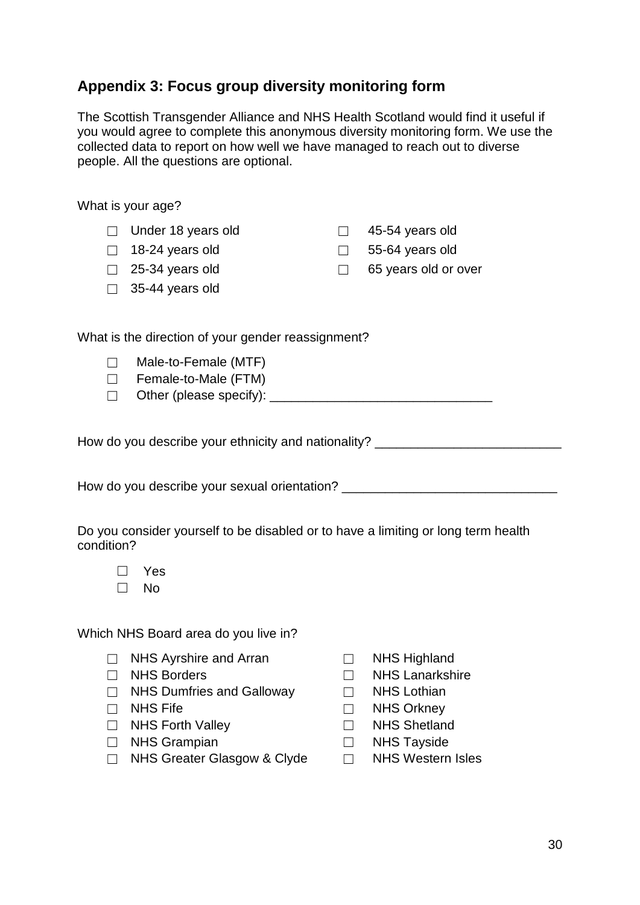## Appendix 3: Focus group diversity monitoring form

The Scottish Transgender Alliance and NHS Health Scotland would find it useful if you would agree to complete this anonymous diversity monitoring form. We use the collected data to report on how well we have managed to reach out to diverse people. All the questions are optional.

What is your age?

- ☐ Under 18 years old
- ☐ 18-24 years old
- ☐ 25-34 years old
- ☐ 35-44 years old
- ☐ 45-54 years old
- ☐ 55-64 years old
- ☐ 65 years old or over

What is the direction of your gender reassignment?

- ☐ Male-to-Female (MTF)
- ☐ Female-to-Male (FTM)
- ☐ Other (please specify): _______________________________

How do you describe your ethnicity and nationality? __________________________

How do you describe your sexual orientation? ______________________________

Do you consider yourself to be disabled or to have a limiting or long term health condition?

- ☐ Yes
- ☐ No

Which NHS Board area do you live in?

- ☐ NHS Ayrshire and Arran
- ☐ NHS Borders
- ☐ NHS Dumfries and Galloway
- ☐ NHS Fife
- ☐ NHS Forth Valley
- ☐ NHS Grampian
- ☐ NHS Greater Glasgow & Clyde
- ☐ NHS Highland
- ☐ NHS Lanarkshire
- ☐ NHS Lothian
- ☐ NHS Orkney
- ☐ NHS Shetland
- ☐ NHS Tayside
- ☐ NHS Western Isles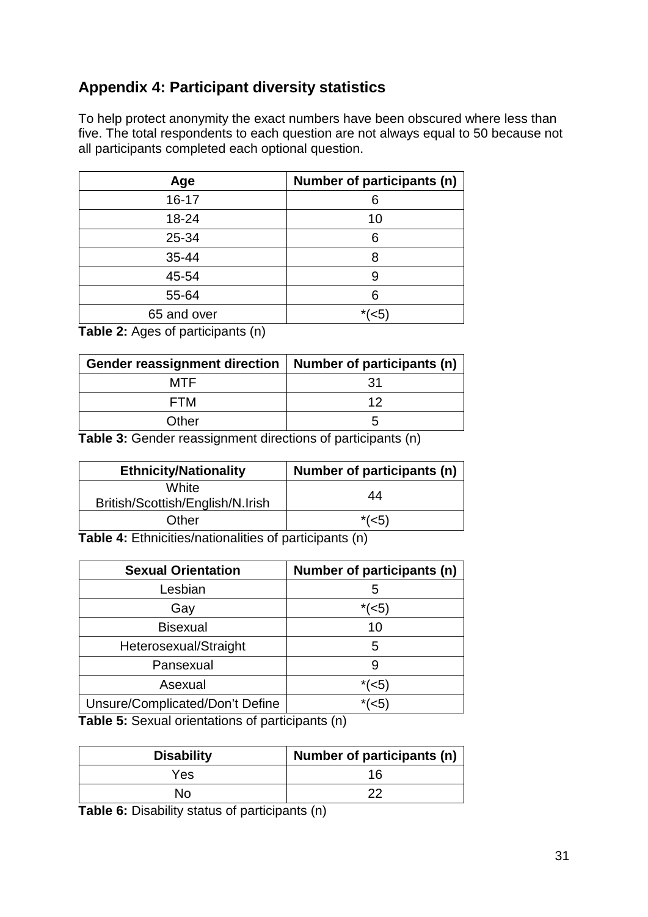## Appendix 4: Participant diversity statistics

To help protect anonymity the exact numbers have been obscured where less than five. The total respondents to each question are not always equal to 50 because not all participants completed each optional question.

| Age | Number of participants (n) |
|---|---|
| 16-17 | 6 |
| 18-24 | 10 |
| 25-34 | 6 |
| 35-44 | 8 |
| 45-54 | 9 |
| 55-64 | 6 |
| 65 and over | *(<5) |

**Table 2:** Ages of participants (n)

| Gender reassignment direction | Number of participants (n) |
|---|---|
| MTF | 31 |
| FTM | 12 |
| Other | 5 |

**Table 3:** Gender reassignment directions of participants (n)

| Ethnicity/Nationality | Number of participants (n) |
|---|---|
| White British/Scottish/English/N.Irish | 44 |
| Other | *(<5) |

**Table 4:** Ethnicities/nationalities of participants (n)

| Sexual Orientation | Number of participants (n) |
|---|---|
| Lesbian | 5 |
| Gay | *(<5) |
| Bisexual | 10 |
| Heterosexual/Straight | 5 |
| Pansexual | 9 |
| Asexual | *(<5) |
| Unsure/Complicated/Don't Define | *(<5) |

**Table 5:** Sexual orientations of participants (n)

| Disability | Number of participants (n) |
|---|---|
| Yes | 16 |
| No | 22 |

**Table 6:** Disability status of participants (n)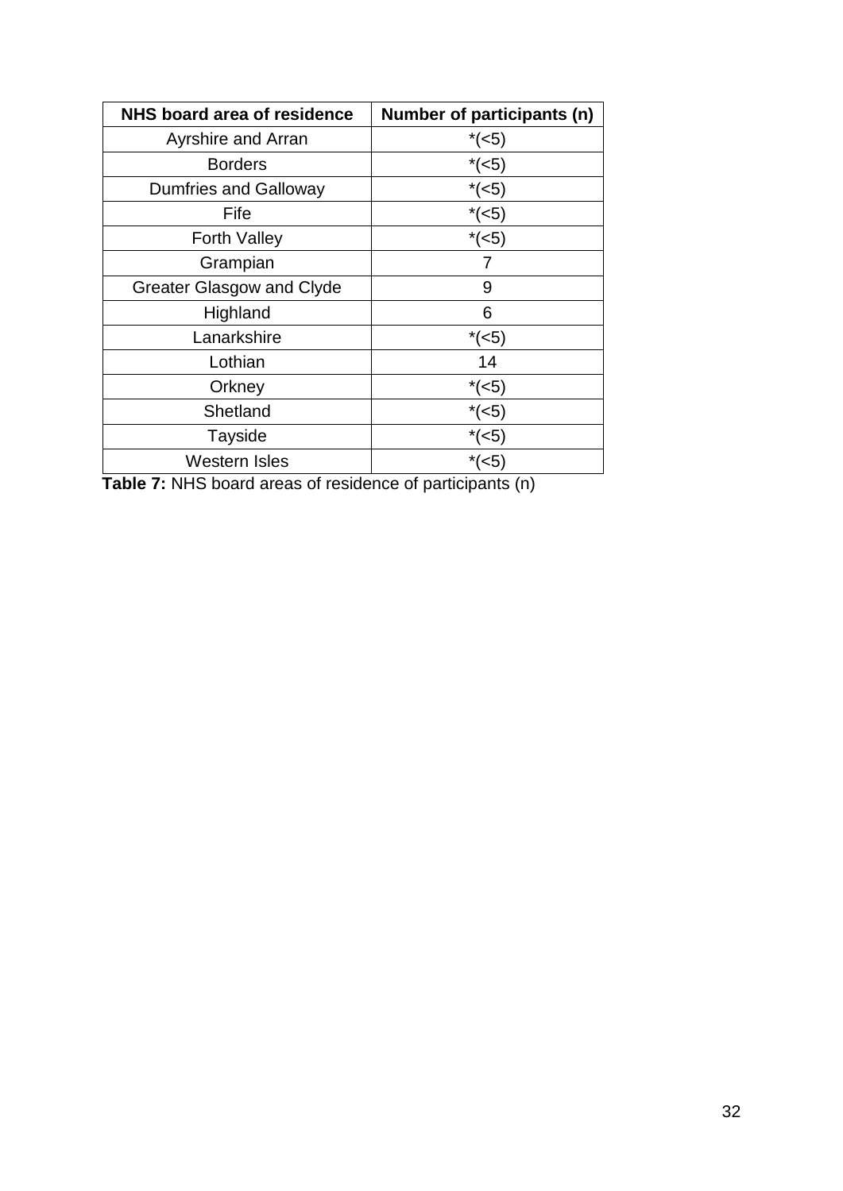| NHS board area of residence | Number of participants (n) |
|---|---|
| Ayrshire and Arran | *(<5) |
| Borders | *(<5) |
| Dumfries and Galloway | *(<5) |
| Fife | *(<5) |
| Forth Valley | *(<5) |
| Grampian | 7 |
| Greater Glasgow and Clyde | 9 |
| Highland | 6 |
| Lanarkshire | *(<5) |
| Lothian | 14 |
| Orkney | *(<5) |
| Shetland | *(<5) |
| Tayside | *(<5) |
| Western Isles | *(<5) |

**Table 7:** NHS board areas of residence of participants (n)